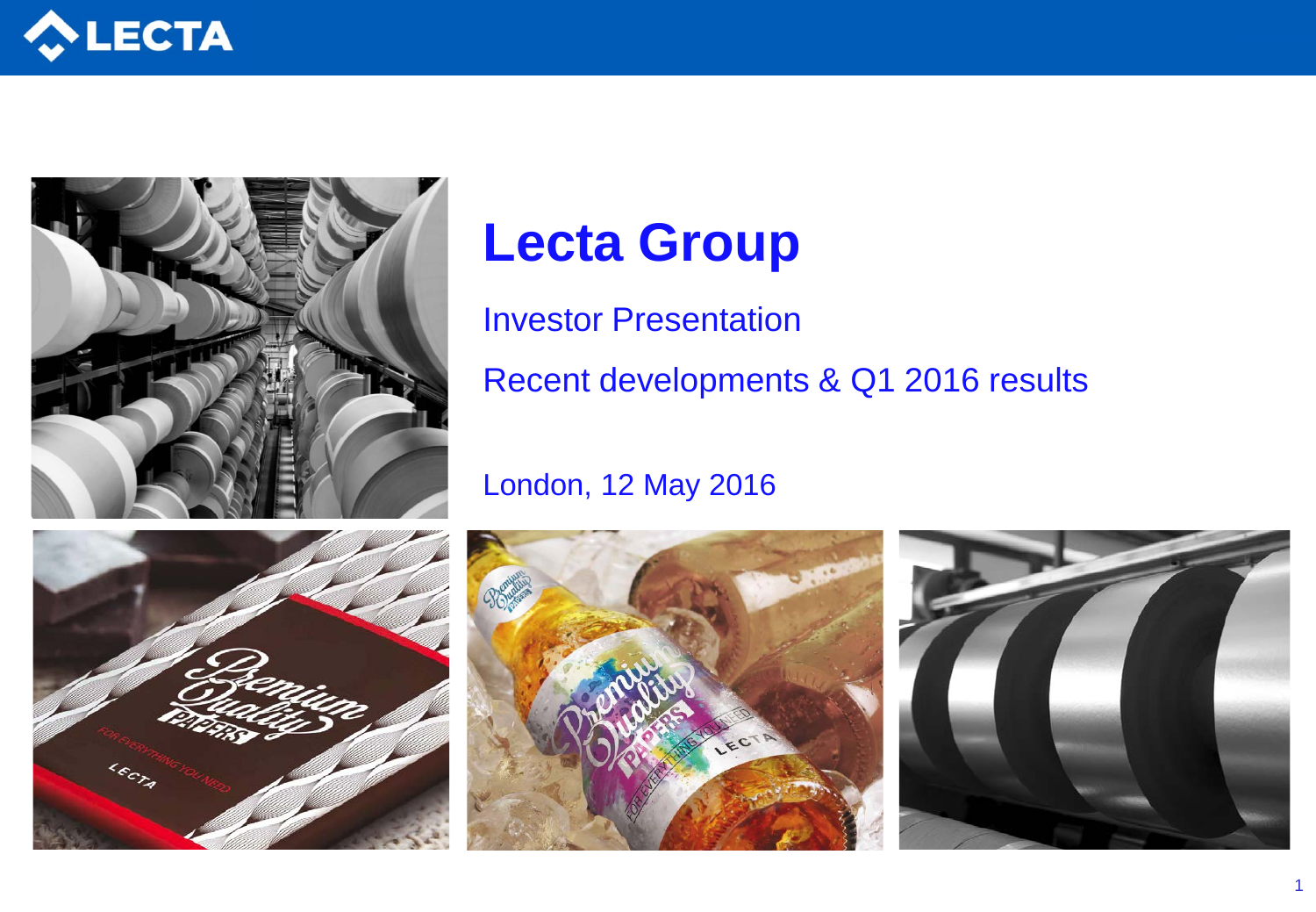# Lecta Group

Investor Presentation

Recent developments & Q1 2016 results

London, 12 May 2016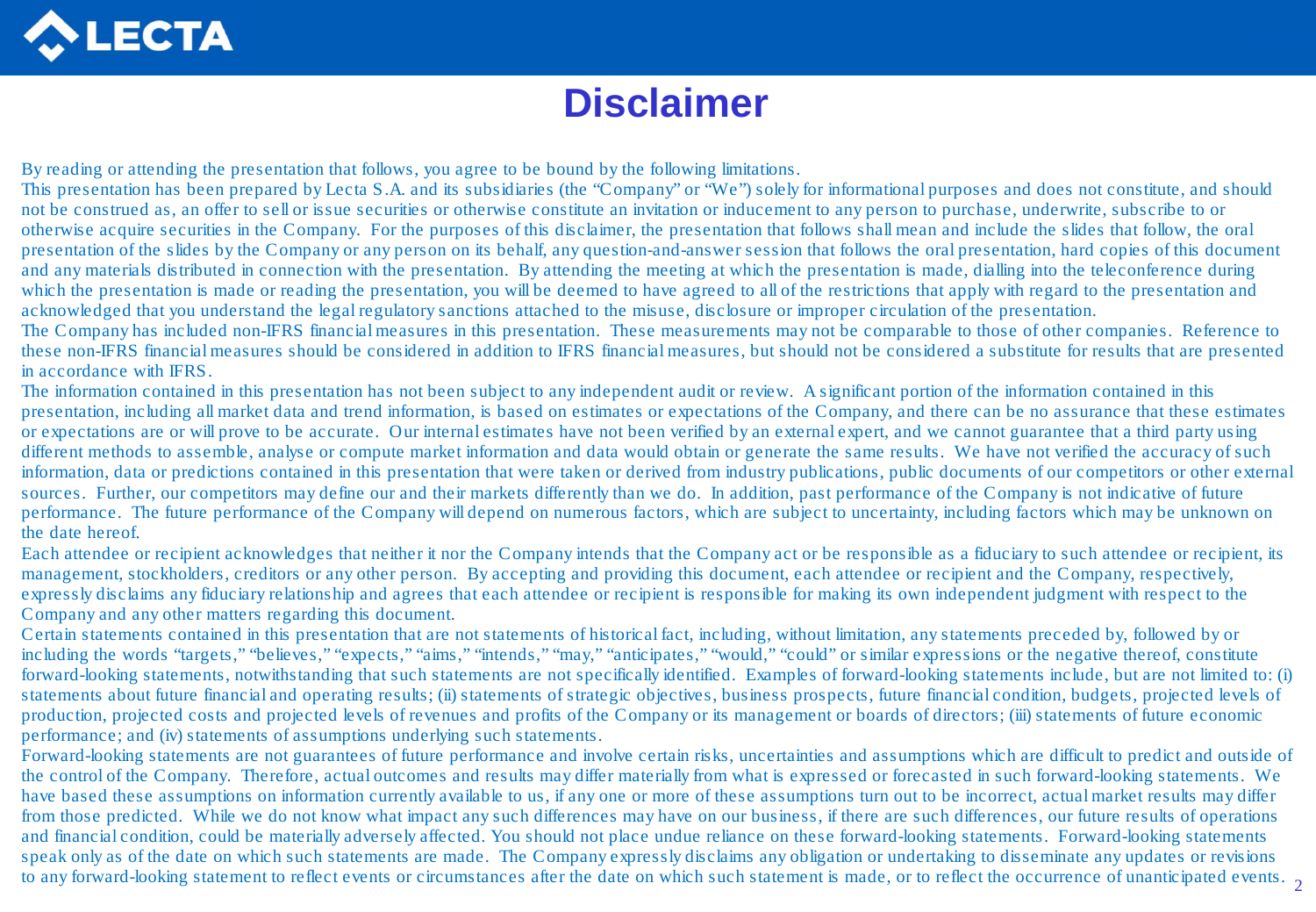# Disclaimer

By reading or attending the presentation that follows, you agree to be bound by the following limitations.

This presentation has been prepared by Lecta S.A. and its subsidiaries (the "Company" or "We") solely for informational purposes and does not constitute, and should not be construed as, an offer to sell or issue securities or otherwise constitute an invitation or inducement to any person to purchase, underwrite, subscribe to or otherwise acquire securities in the Company. For the purposes of this disclaimer, the presentation that follows shall mean and include the slides that follow, the oral presentation of the slides by the Company or any person on its behalf, any question-and-answer session that follows the oral presentation, hard copies of this document and any materials distributed in connection with the presentation. By attending the meeting at which the presentation is made, dialling into the teleconference during which the presentation is made or reading the presentation, you will be deemed to have agreed to all of the restrictions that apply with regard to the presentation and acknowledged that you understand the legal regulatory sanctions attached to the misuse, disclosure or improper circulation of the presentation.

The Company has included non-IFRS financial measures in this presentation. These measurements may not be comparable to those of other companies. Reference to these non-IFRS financial measures should be considered in addition to IFRS financial measures, but should not be considered a substitute for results that are presented in accordance with IFRS.

The information contained in this presentation has not been subject to any independent audit or review. A significant portion of the information contained in this presentation, including all market data and trend information, is based on estimates or expectations of the Company, and there can be no assurance that these estimates or expectations are or will prove to be accurate. Our internal estimates have not been verified by an external expert, and we cannot guarantee that a third party using different methods to assemble, analyse or compute market information and data would obtain or generate the same results. We have not verified the accuracy of such information, data or predictions contained in this presentation that were taken or derived from industry publications, public documents of our competitors or other external sources. Further, our competitors may define our and their markets differently than we do. In addition, past performance of the Company is not indicative of future performance. The future performance of the Company will depend on numerous factors, which are subject to uncertainty, including factors which may be unknown on the date hereof.

Each attendee or recipient acknowledges that neither it nor the Company intends that the Company act or be responsible as a fiduciary to such attendee or recipient, its management, stockholders, creditors or any other person. By accepting and providing this document, each attendee or recipient and the Company, respectively, expressly disclaims any fiduciary relationship and agrees that each attendee or recipient is responsible for making its own independent judgment with respect to the Company and any other matters regarding this document.

Certain statements contained in this presentation that are not statements of historical fact, including, without limitation, any statements preceded by, followed by or including the words "targets," "believes," "expects," "aims," "intends," "may," "anticipates," "would," "could" or similar expressions or the negative thereof, constitute forward-looking statements, notwithstanding that such statements are not specifically identified. Examples of forward-looking statements include, but are not limited to: (i) statements about future financial and operating results; (ii) statements of strategic objectives, business prospects, future financial condition, budgets, projected levels of production, projected costs and projected levels of revenues and profits of the Company or its management or boards of directors; (iii) statements of future economic performance; and (iv) statements of assumptions underlying such statements.

Forward-looking statements are not guarantees of future performance and involve certain risks, uncertainties and assumptions which are difficult to predict and outside of the control of the Company. Therefore, actual outcomes and results may differ materially from what is expressed or forecasted in such forward-looking statements. We have based these assumptions on information currently available to us, if any one or more of these assumptions turn out to be incorrect, actual market results may differ from those predicted. While we do not know what impact any such differences may have on our business, if there are such differences, our future results of operations and financial condition, could be materially adversely affected. You should not place undue reliance on these forward-looking statements. Forward-looking statements speak only as of the date on which such statements are made. The Company expressly disclaims any obligation or undertaking to disseminate any updates or revisions to any forward-looking statement to reflect events or circumstances after the date on which such statement is made, or to reflect the occurrence of unanticipated events.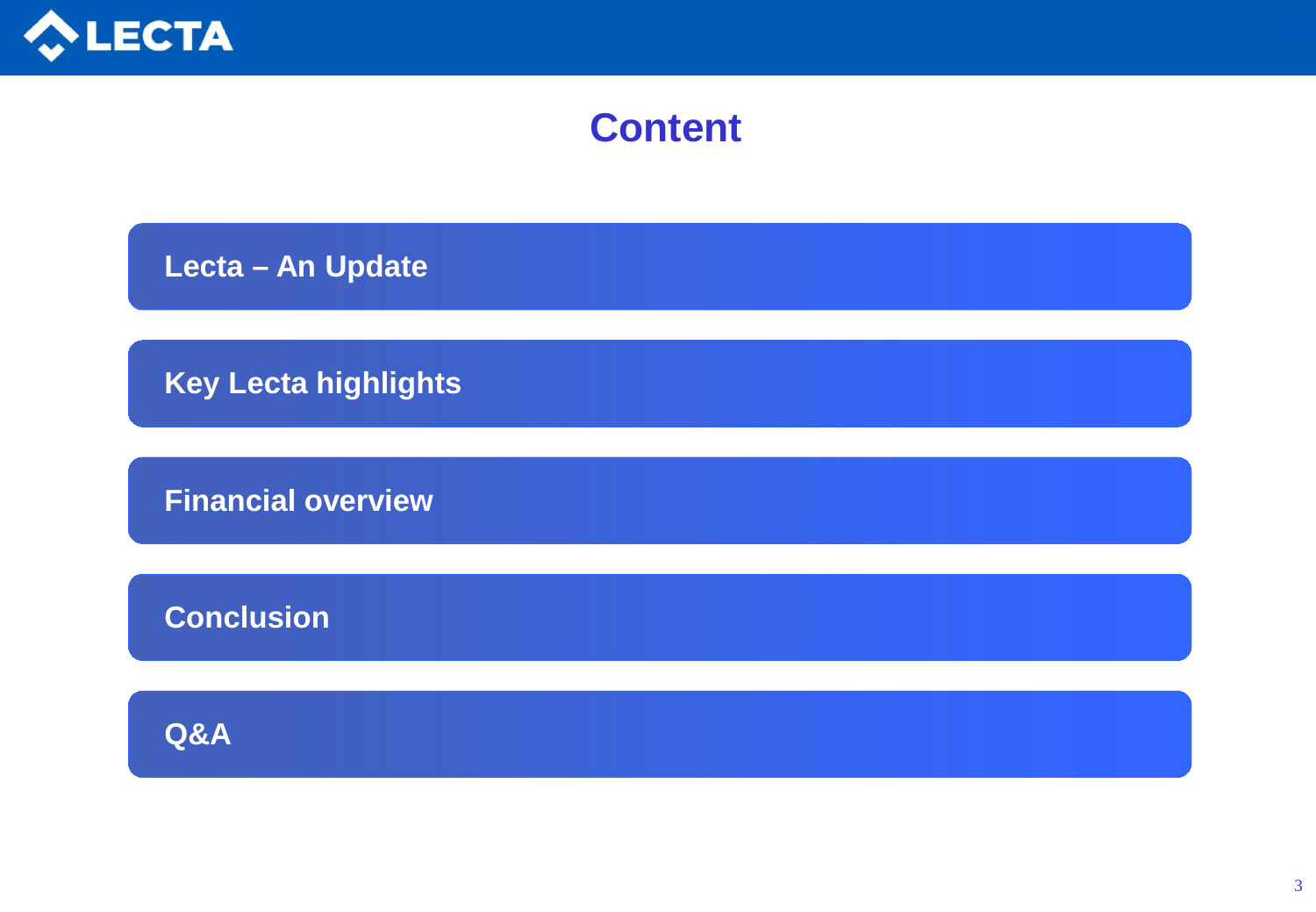# Content

- Lecta – An Update
- Key Lecta highlights
- Financial overview
- Conclusion
- Q&A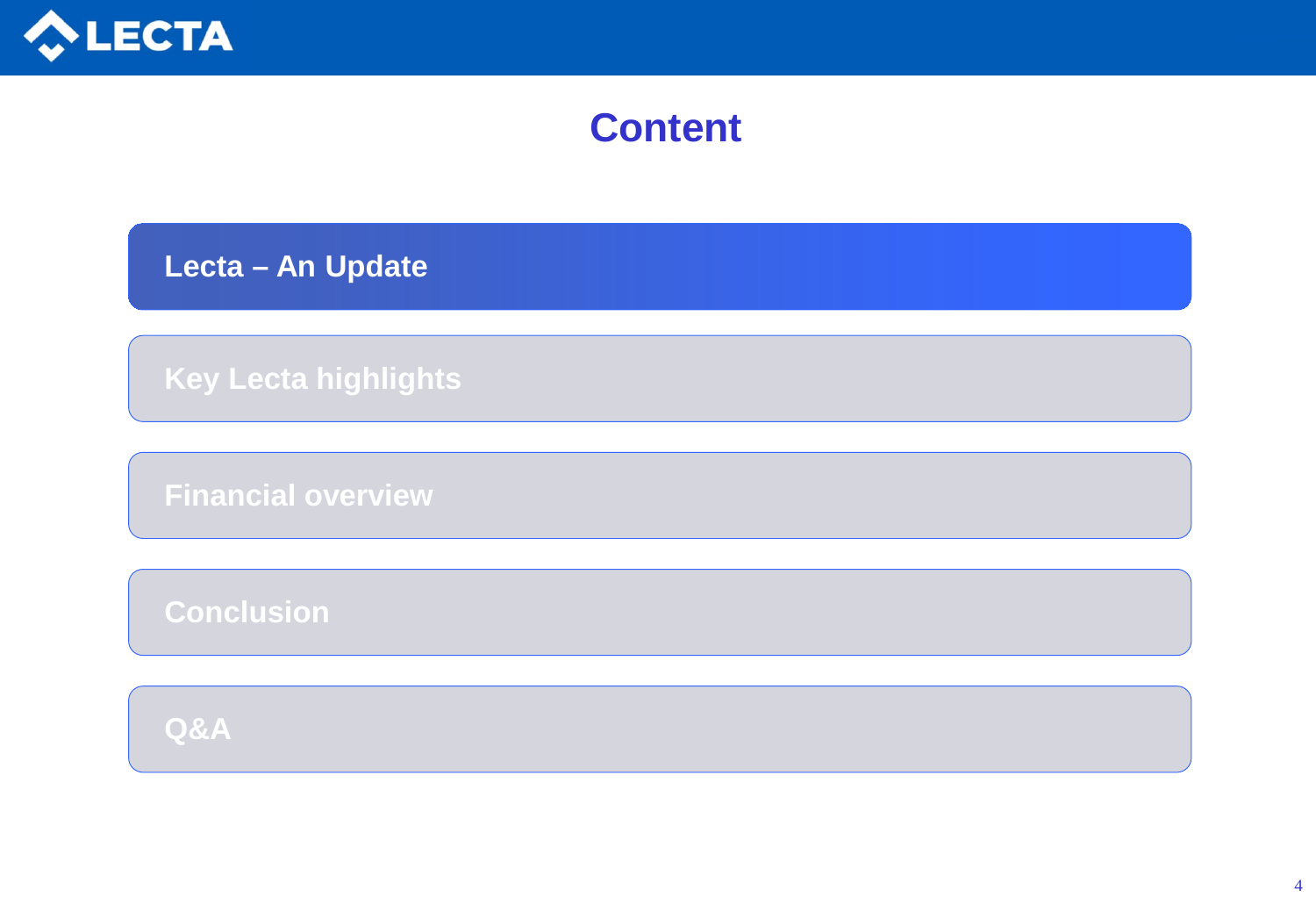# Content

- **Lecta – An Update**
- Key Lecta highlights
- Financial overview
- Conclusion
- Q&A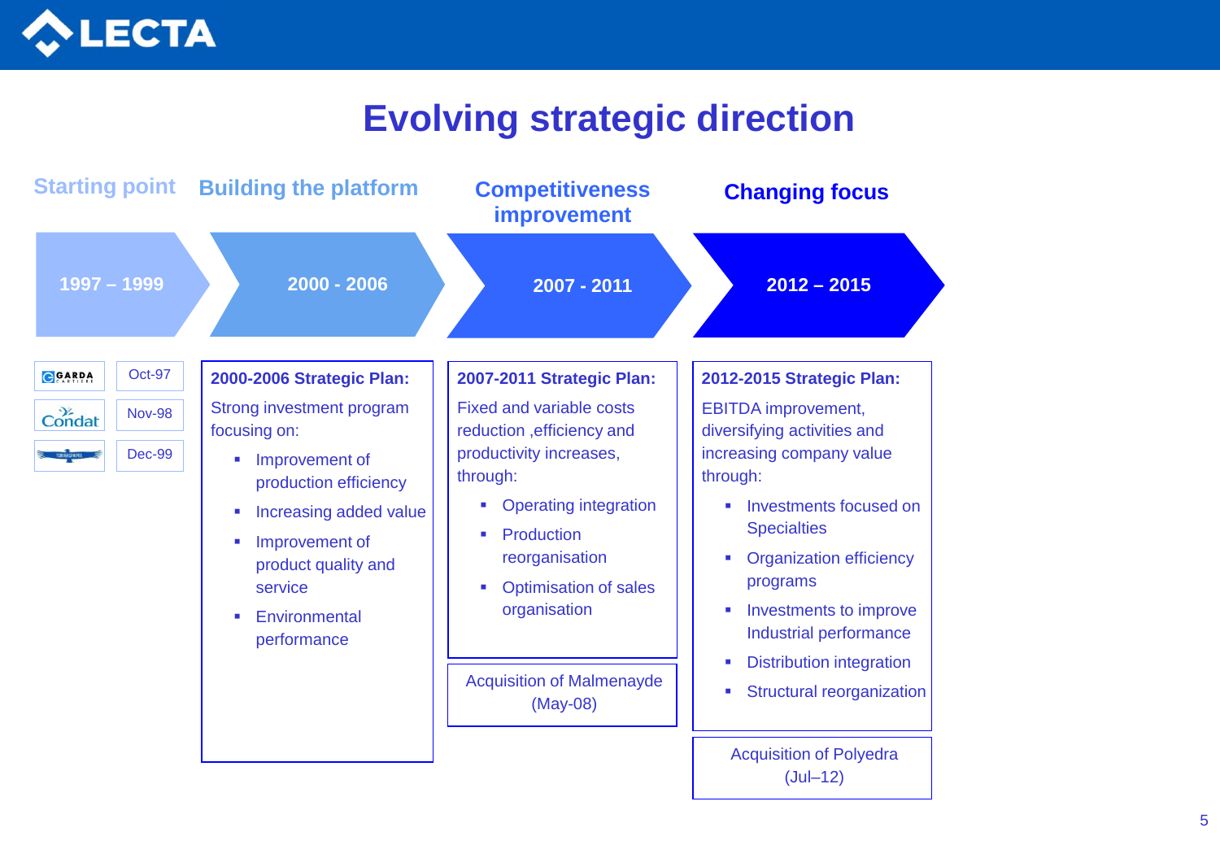# Evolving strategic direction

## Starting point — 1997 – 1999

| | |
|---|---|
| GARDA | Oct-97 |
| Condat | Nov-98 |
| Torraspapel | Dec-99 |

## Building the platform — 2000 - 2006

**2000-2006 Strategic Plan:**

Strong investment program focusing on:

- Improvement of production efficiency
- Increasing added value
- Improvement of product quality and service
- Environmental performance

## Competitiveness improvement — 2007 - 2011

**2007-2011 Strategic Plan:**

Fixed and variable costs reduction ,efficiency and productivity increases, through:

- Operating integration
- Production reorganisation
- Optimisation of sales organisation

Acquisition of Malmenayde (May-08)

## Changing focus — 2012 – 2015

**2012-2015 Strategic Plan:**

EBITDA improvement, diversifying activities and increasing company value through:

- Investments focused on Specialties
- Organization efficiency programs
- Investments to improve Industrial performance
- Distribution integration
- Structural reorganization

Acquisition of Polyedra (Jul–12)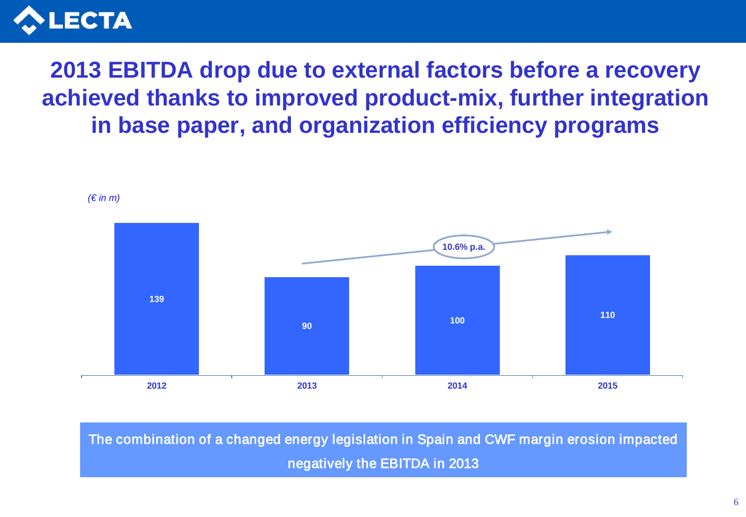# 2013 EBITDA drop due to external factors before a recovery achieved thanks to improved product-mix, further integration in base paper, and organization efficiency programs

*(€ in m)*

| | 2012 | 2013 | 2014 | 2015 |
|---|---|---|---|---|
| EBITDA | 139 | 90 | 100 | 110 |

10.6% p.a.

The combination of a changed energy legislation in Spain and CWF margin erosion impacted negatively the EBITDA in 2013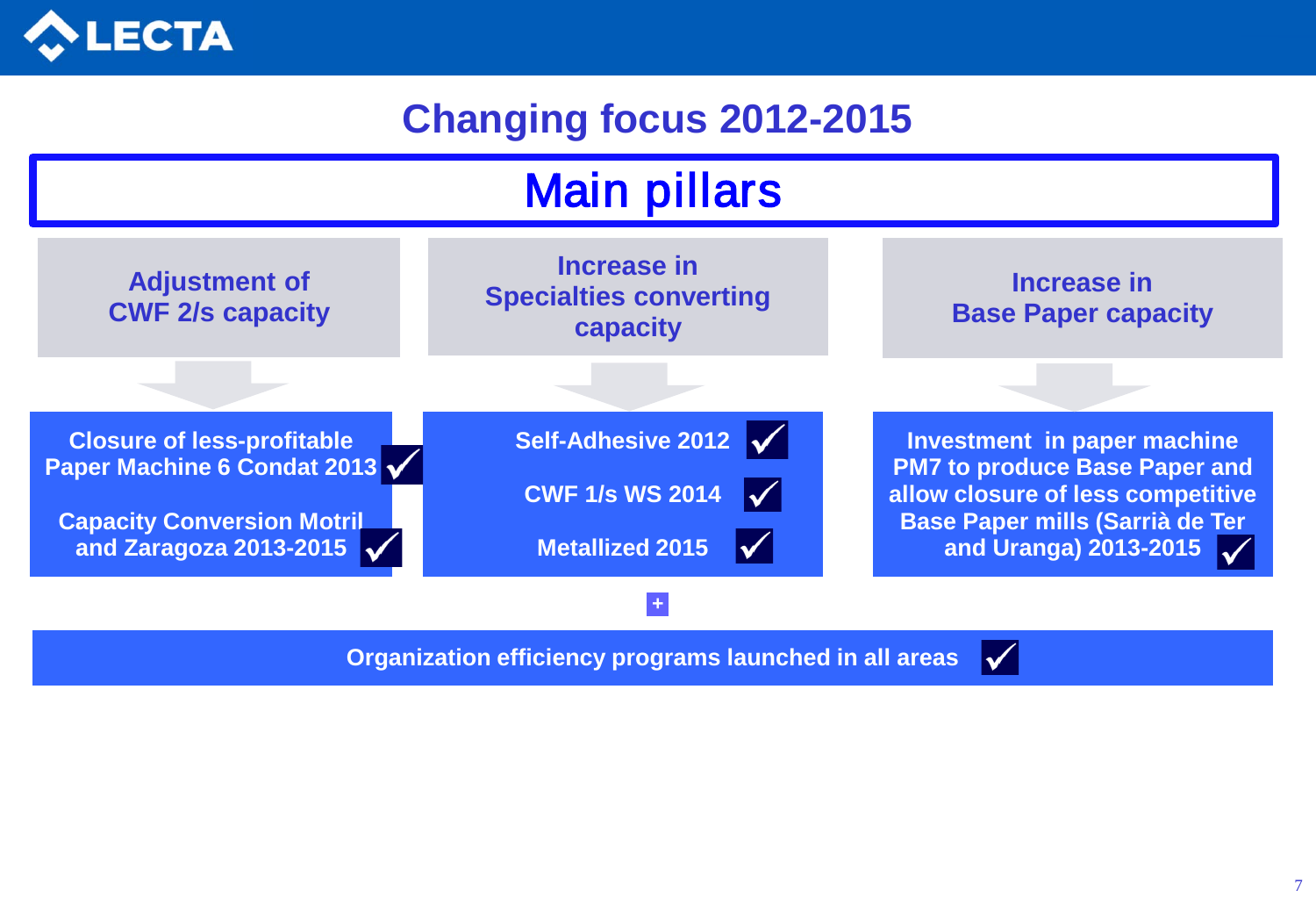# Changing focus 2012-2015

## Main pillars

### Adjustment of CWF 2/s capacity

- Closure of less-profitable Paper Machine 6 Condat 2013 ✓
- Capacity Conversion Motril and Zaragoza 2013-2015 ✓

### Increase in Specialties converting capacity

- Self-Adhesive 2012 ✓
- CWF 1/s WS 2014 ✓
- Metallized 2015 ✓

### Increase in Base Paper capacity

- Investment in paper machine PM7 to produce Base Paper and allow closure of less competitive Base Paper mills (Sarrià de Ter and Uranga) 2013-2015 ✓

+

**Organization efficiency programs launched in all areas** ✓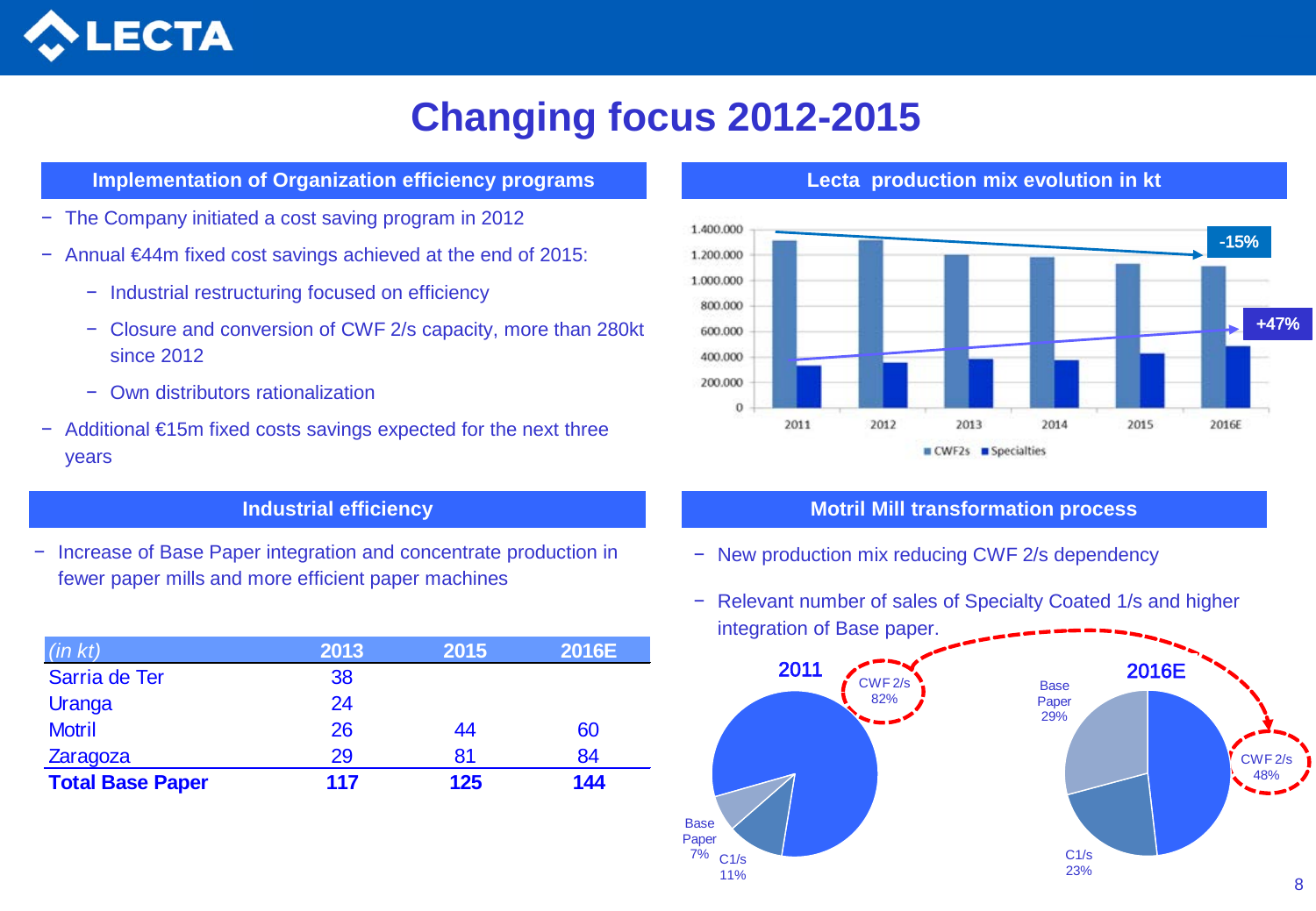# Changing focus 2012-2015

## Implementation of Organization efficiency programs

- The Company initiated a cost saving program in 2012
- Annual €44m fixed cost savings achieved at the end of 2015:
  - Industrial restructuring focused on efficiency
  - Closure and conversion of CWF 2/s capacity, more than 280kt since 2012
  - Own distributors rationalization
- Additional €15m fixed costs savings expected for the next three years

## Lecta production mix evolution in kt

-15%

+47%

CWF2s / Specialties (2011, 2012, 2013, 2014, 2015, 2016E)

## Industrial efficiency

- Increase of Base Paper integration and concentrate production in fewer paper mills and more efficient paper machines

| *(in kt)* | 2013 | 2015 | 2016E |
|---|---|---|---|
| Sarria de Ter | 38 | | |
| Uranga | 24 | | |
| Motril | 26 | 44 | 60 |
| Zaragoza | 29 | 81 | 84 |
| **Total Base Paper** | **117** | **125** | **144** |

## Motril Mill transformation process

- New production mix reducing CWF 2/s dependency
- Relevant number of sales of Specialty Coated 1/s and higher integration of Base paper.

**2011**: CWF 2/s 82%, C1/s 11%, Base Paper 7%

**2016E**: CWF 2/s 48%, Base Paper 29%, C1/s 23%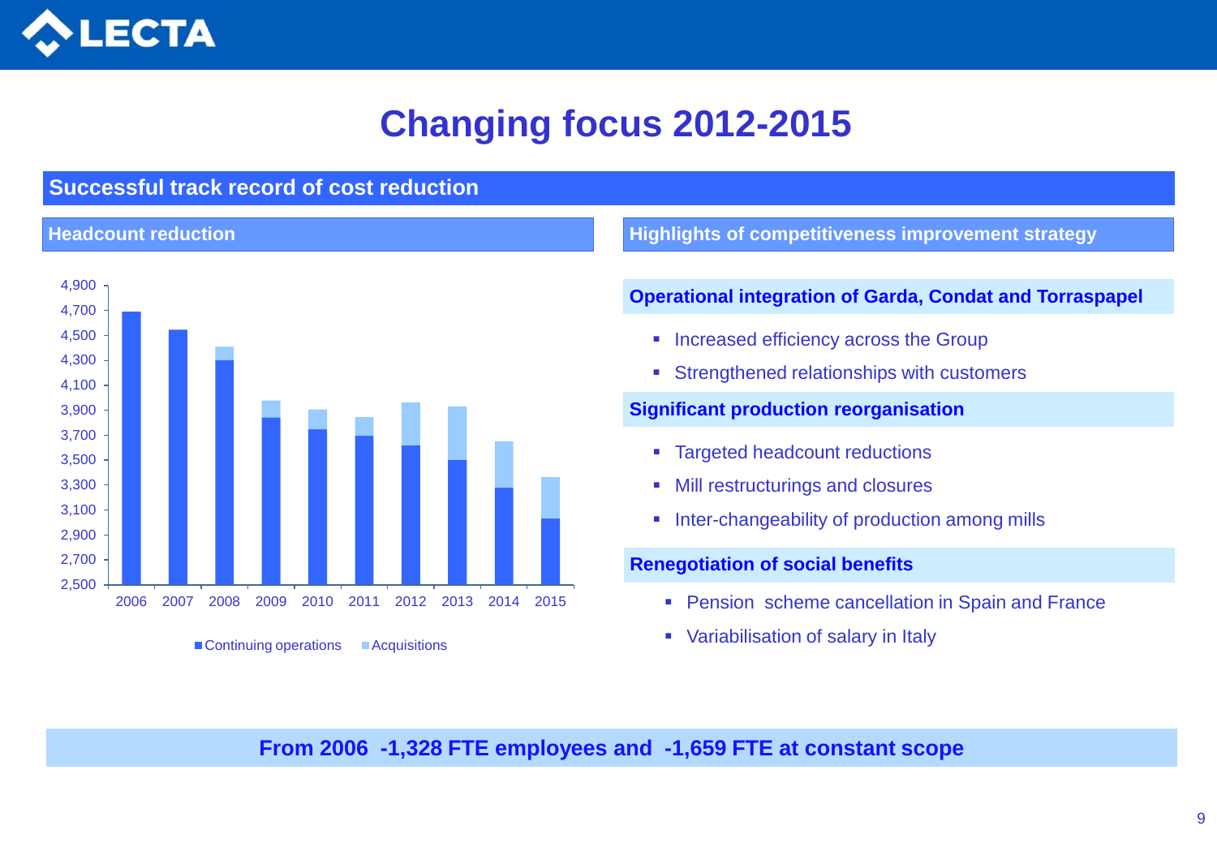# Changing focus 2012-2015

## Successful track record of cost reduction

### Headcount reduction

Continuing operations ■ Acquisitions

### Highlights of competitiveness improvement strategy

**Operational integration of Garda, Condat and Torraspapel**

- Increased efficiency across the Group
- Strengthened relationships with customers

**Significant production reorganisation**

- Targeted headcount reductions
- Mill restructurings and closures
- Inter-changeability of production among mills

**Renegotiation of social benefits**

- Pension scheme cancellation in Spain and France
- Variabilisation of salary in Italy

**From 2006 -1,328 FTE employees and -1,659 FTE at constant scope**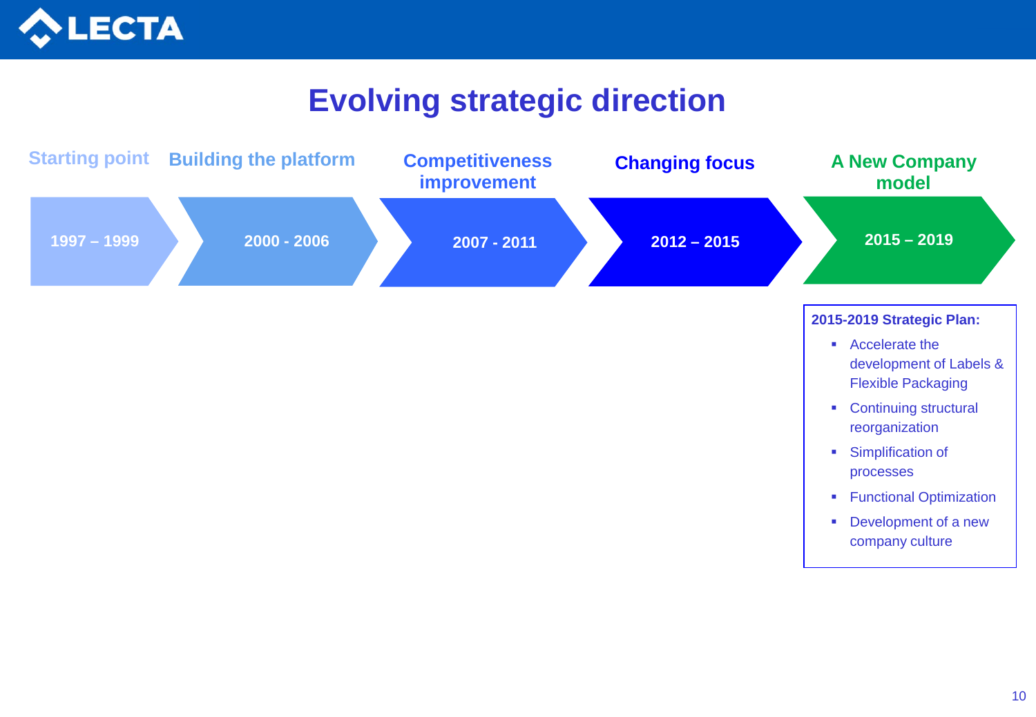# Evolving strategic direction

| Starting point | Building the platform | Competitiveness improvement | Changing focus | A New Company model |
|---|---|---|---|---|
| 1997 – 1999 | 2000 - 2006 | 2007 - 2011 | 2012 – 2015 | 2015 – 2019 |

**2015-2019 Strategic Plan:**

- Accelerate the development of Labels & Flexible Packaging
- Continuing structural reorganization
- Simplification of processes
- Functional Optimization
- Development of a new company culture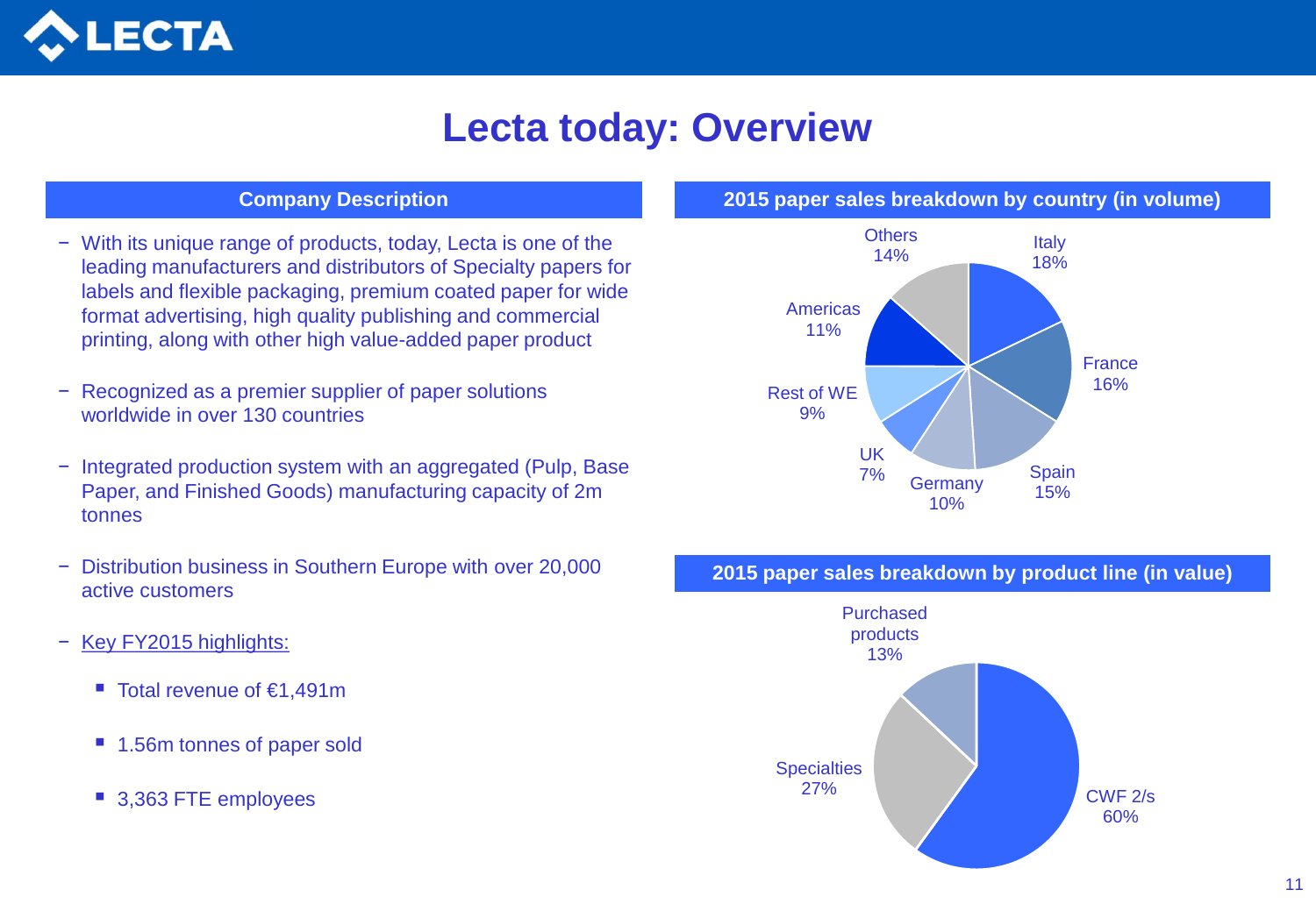# Lecta today: Overview

## Company Description

- With its unique range of products, today, Lecta is one of the leading manufacturers and distributors of Specialty papers for labels and flexible packaging, premium coated paper for wide format advertising, high quality publishing and commercial printing, along with other high value-added paper product
- Recognized as a premier supplier of paper solutions worldwide in over 130 countries
- Integrated production system with an aggregated (Pulp, Base Paper, and Finished Goods) manufacturing capacity of 2m tonnes
- Distribution business in Southern Europe with over 20,000 active customers
- Key FY2015 highlights:
  - Total revenue of €1,491m
  - 1.56m tonnes of paper sold
  - 3,363 FTE employees

## 2015 paper sales breakdown by country (in volume)

| Country | Share |
|---|---|
| Italy | 18% |
| France | 16% |
| Spain | 15% |
| Germany | 10% |
| UK | 7% |
| Rest of WE | 9% |
| Americas | 11% |
| Others | 14% |

## 2015 paper sales breakdown by product line (in value)

| Product line | Share |
|---|---|
| CWF 2/s | 60% |
| Specialties | 27% |
| Purchased products | 13% |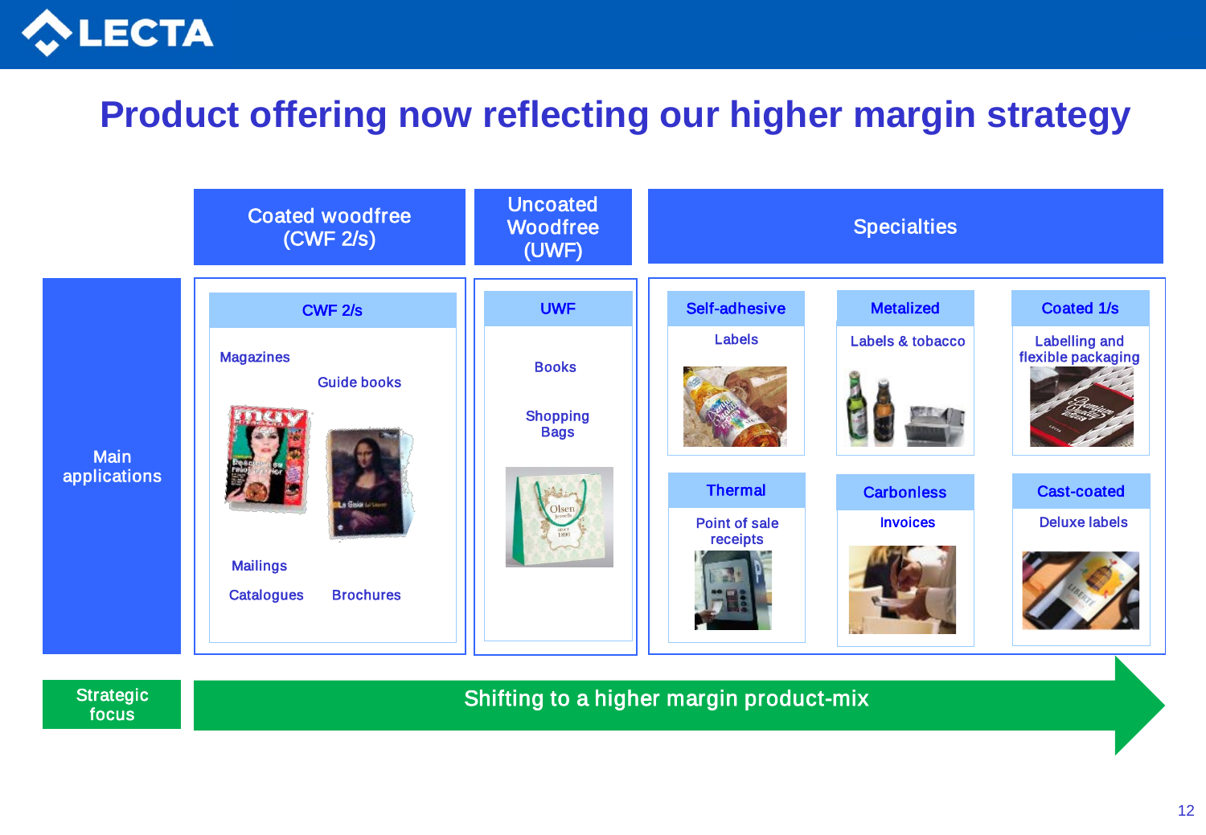# Product offering now reflecting our higher margin strategy

| | Coated woodfree (CWF 2/s) | Uncoated Woodfree (UWF) | Specialties | | |
|---|---|---|---|---|---|
| **Main applications** | **CWF 2/s**: Magazines, Guide books, Mailings, Catalogues, Brochures | **UWF**: Books, Shopping Bags | **Self-adhesive**: Labels | **Metalized**: Labels & tobacco | **Coated 1/s**: Labelling and flexible packaging |
| | | | **Thermal**: Point of sale receipts | **Carbonless**: Invoices | **Cast-coated**: Deluxe labels |
| **Strategic focus** | Shifting to a higher margin product-mix | | | | |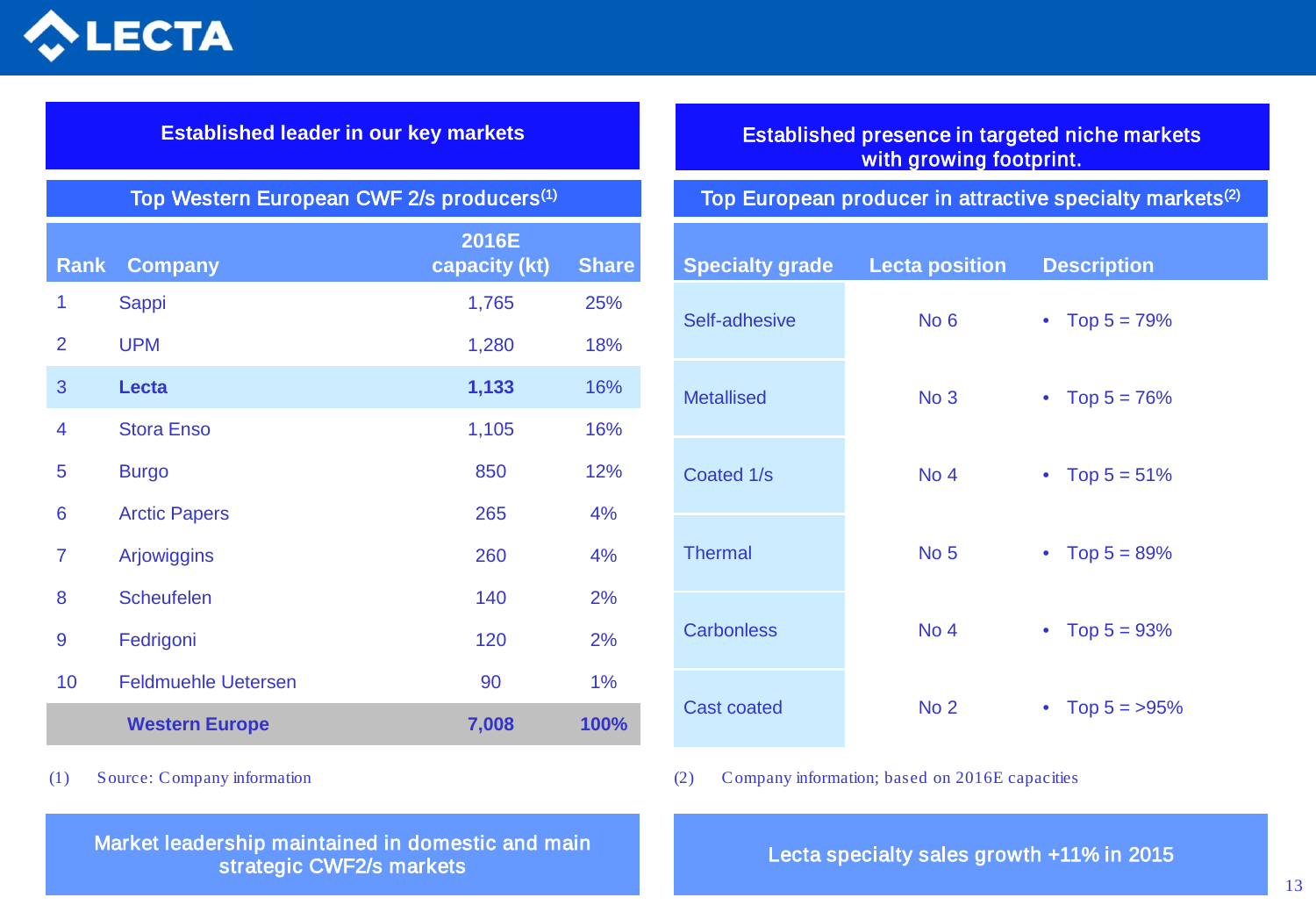## Established leader in our key markets

### Top Western European CWF 2/s producers[(1)]

| Rank | Company | 2016E capacity (kt) | Share |
|---|---|---|---|
| 1 | Sappi | 1,765 | 25% |
| 2 | UPM | 1,280 | 18% |
| 3 | **Lecta** | **1,133** | 16% |
| 4 | Stora Enso | 1,105 | 16% |
| 5 | Burgo | 850 | 12% |
| 6 | Arctic Papers | 265 | 4% |
| 7 | Arjowiggins | 260 | 4% |
| 8 | Scheufelen | 140 | 2% |
| 9 | Fedrigoni | 120 | 2% |
| 10 | Feldmuehle Uetersen | 90 | 1% |
| | **Western Europe** | **7,008** | **100%** |

(1) Source: Company information

**Market leadership maintained in domestic and main strategic CWF2/s markets**

## Established presence in targeted niche markets with growing footprint.

### Top European producer in attractive specialty markets[(2)]

| Specialty grade | Lecta position | Description |
|---|---|---|
| Self-adhesive | No 6 | • Top 5 = 79% |
| Metallised | No 3 | • Top 5 = 76% |
| Coated 1/s | No 4 | • Top 5 = 51% |
| Thermal | No 5 | • Top 5 = 89% |
| Carbonless | No 4 | • Top 5 = 93% |
| Cast coated | No 2 | • Top 5 = >95% |

(2) Company information; based on 2016E capacities

**Lecta specialty sales growth +11% in 2015**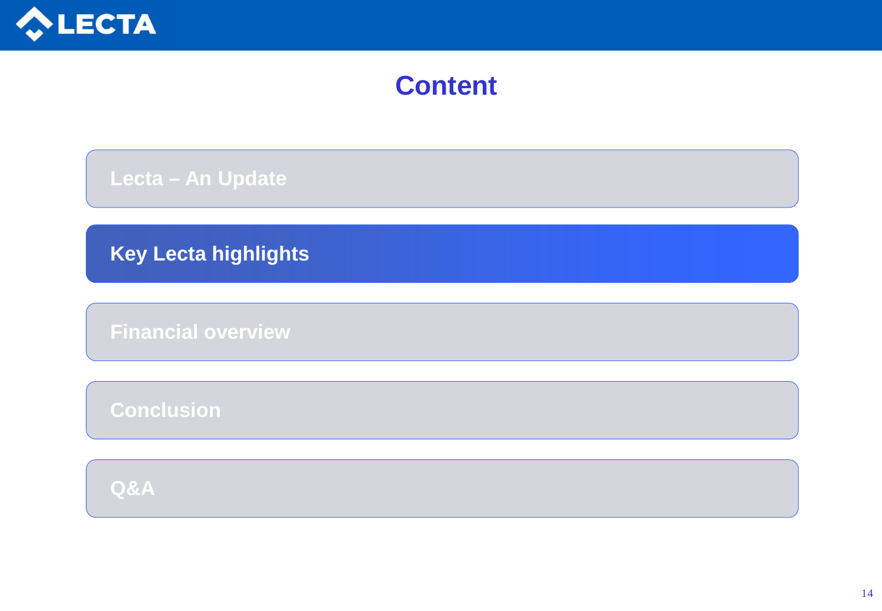# Content

- Lecta – An Update
- **Key Lecta highlights**
- Financial overview
- Conclusion
- Q&A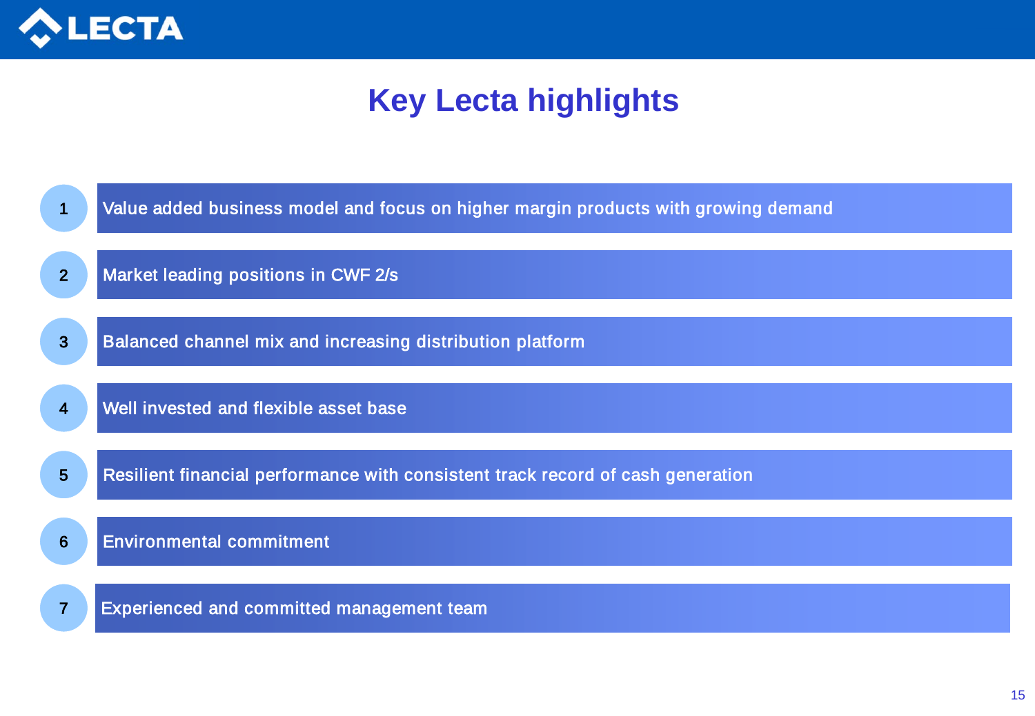# Key Lecta highlights

1. Value added business model and focus on higher margin products with growing demand
2. Market leading positions in CWF 2/s
3. Balanced channel mix and increasing distribution platform
4. Well invested and flexible asset base
5. Resilient financial performance with consistent track record of cash generation
6. Environmental commitment
7. Experienced and committed management team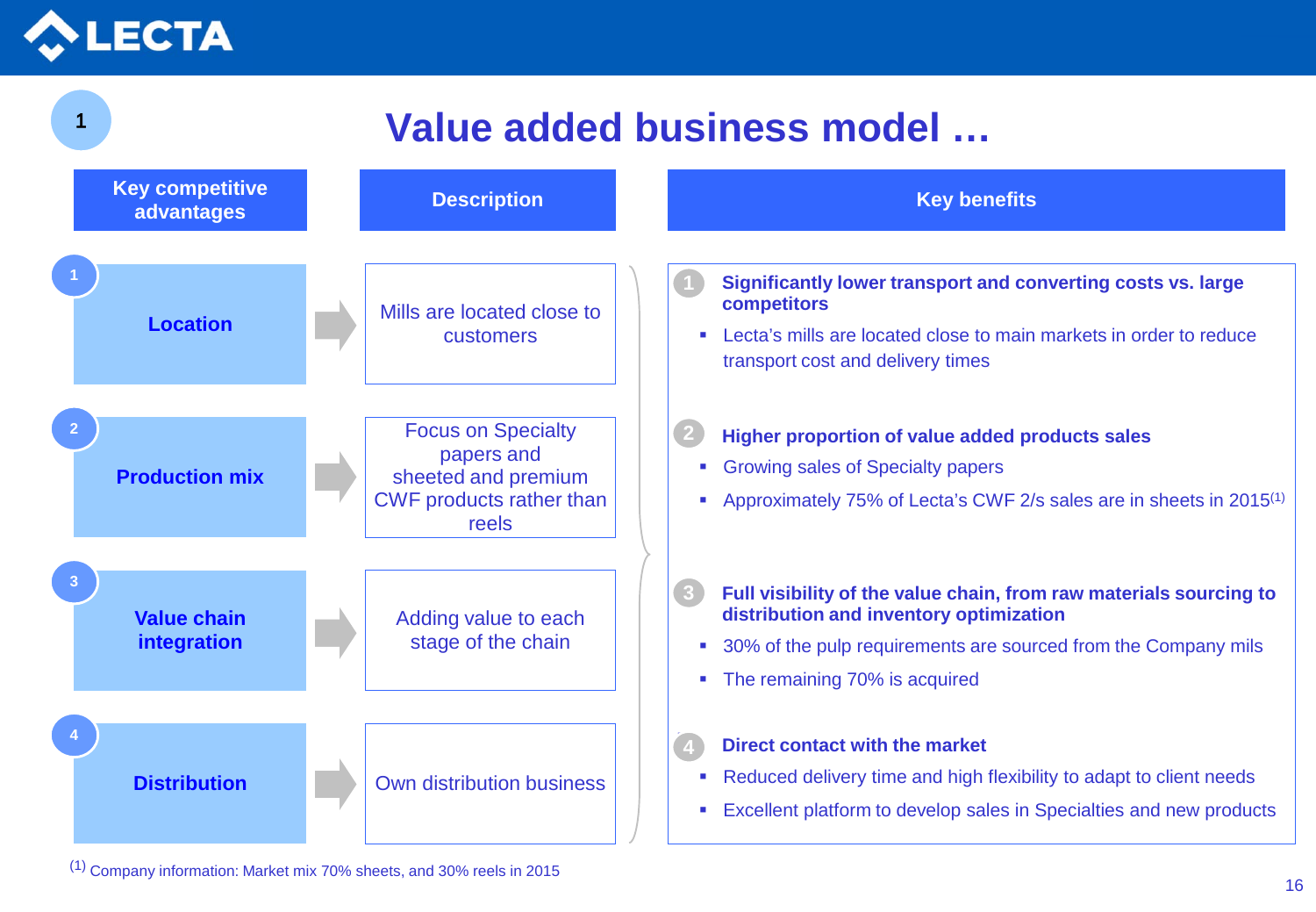# Value added business model …

| Key competitive advantages | Description |
|---|---|
| 1 Location | Mills are located close to customers |
| 2 Production mix | Focus on Specialty papers and sheeted and premium CWF products rather than reels |
| 3 Value chain integration | Adding value to each stage of the chain |
| 4 Distribution | Own distribution business |

## Key benefits

**1 Significantly lower transport and converting costs vs. large competitors**

- Lecta's mills are located close to main markets in order to reduce transport cost and delivery times

**2 Higher proportion of value added products sales**

- Growing sales of Specialty papers
- Approximately 75% of Lecta's CWF 2/s sales are in sheets in 2015[(1)]

**3 Full visibility of the value chain, from raw materials sourcing to distribution and inventory optimization**

- 30% of the pulp requirements are sourced from the Company mils
- The remaining 70% is acquired

**4 Direct contact with the market**

- Reduced delivery time and high flexibility to adapt to client needs
- Excellent platform to develop sales in Specialties and new products

[(1)] Company information: Market mix 70% sheets, and 30% reels in 2015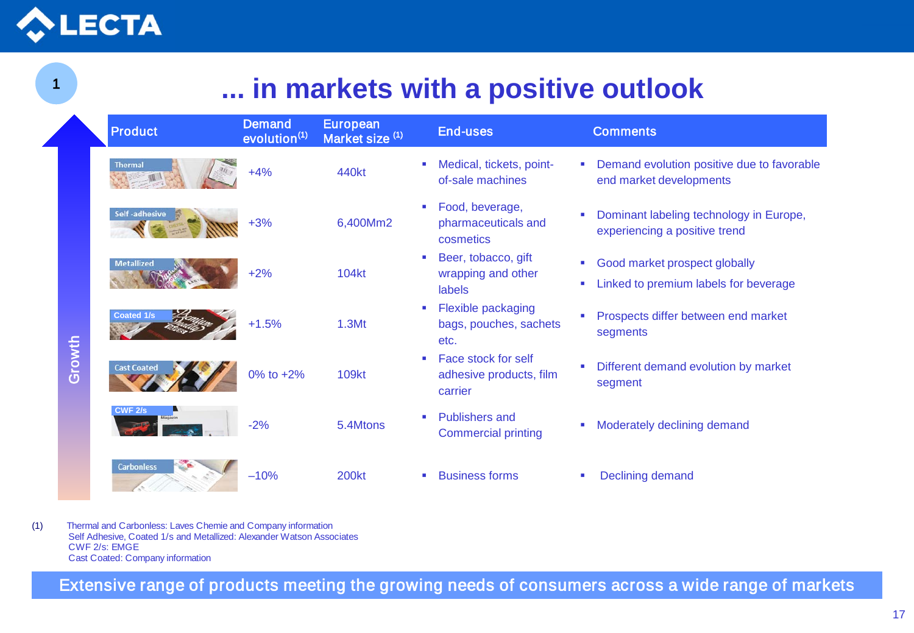# ... in markets with a positive outlook

| Product | Demand evolution[1] | European Market size [1] | End-uses | Comments |
|---|---|---|---|---|
| Thermal | +4% | 440kt | Medical, tickets, point-of-sale machines | Demand evolution positive due to favorable end market developments |
| Self-adhesive | +3% | 6,400Mm2 | Food, beverage, pharmaceuticals and cosmetics | Dominant labeling technology in Europe, experiencing a positive trend |
| Metallized | +2% | 104kt | Beer, tobacco, gift wrapping and other labels | Good market prospect globally; Linked to premium labels for beverage |
| Coated 1/s | +1.5% | 1.3Mt | Flexible packaging bags, pouches, sachets etc. | Prospects differ between end market segments |
| Cast Coated | 0% to +2% | 109kt | Face stock for self adhesive products, film carrier | Different demand evolution by market segment |
| CWF 2/s | -2% | 5.4Mtons | Publishers and Commercial printing | Moderately declining demand |
| Carbonless | –10% | 200kt | Business forms | Declining demand |

Growth

(1) Thermal and Carbonless: Laves Chemie and Company information
Self Adhesive, Coated 1/s and Metallized: Alexander Watson Associates
CWF 2/s: EMGE
Cast Coated: Company information

**Extensive range of products meeting the growing needs of consumers across a wide range of markets**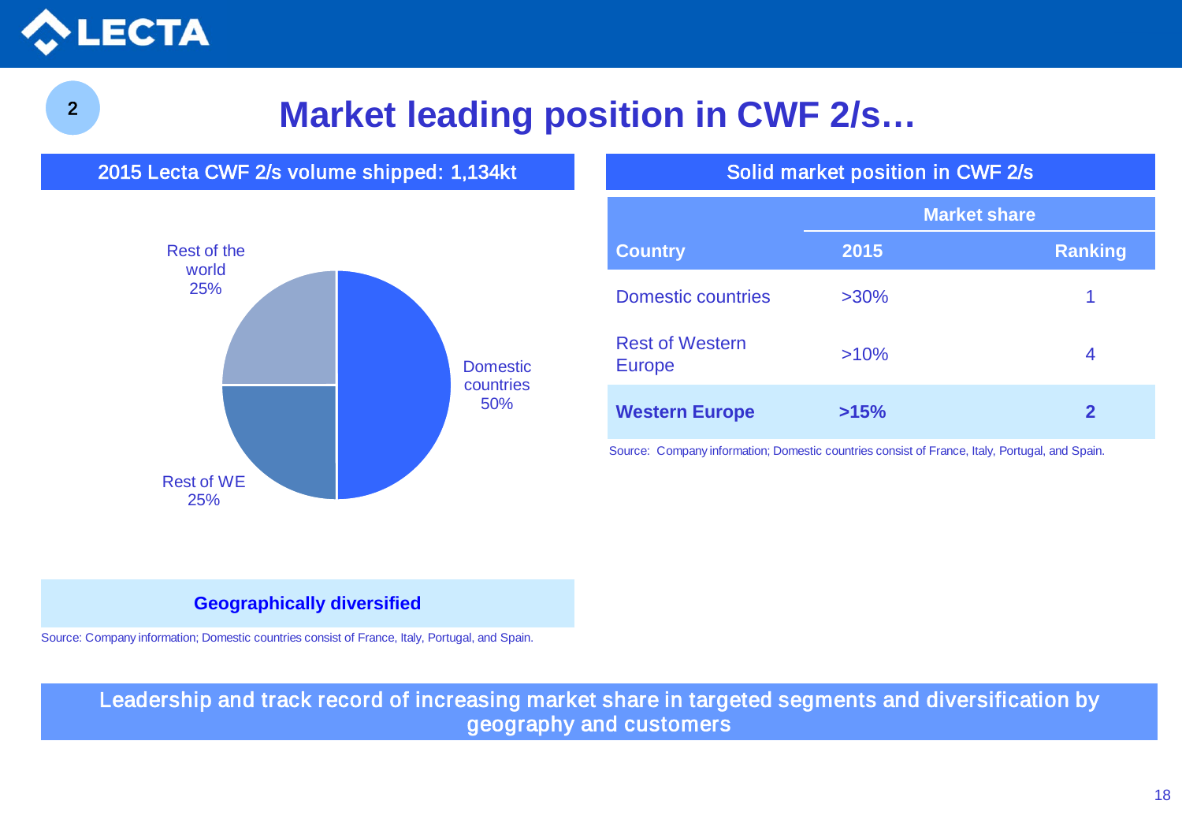2

# Market leading position in CWF 2/s…

## 2015 Lecta CWF 2/s volume shipped: 1,134kt

- Domestic countries 50%
- Rest of WE 25%
- Rest of the world 25%

**Geographically diversified**

Source: Company information; Domestic countries consist of France, Italy, Portugal, and Spain.

## Solid market position in CWF 2/s

| | Market share | |
|---|---|---|
| **Country** | **2015** | **Ranking** |
| Domestic countries | >30% | 1 |
| Rest of Western Europe | >10% | 4 |
| **Western Europe** | **>15%** | **2** |

Source: Company information; Domestic countries consist of France, Italy, Portugal, and Spain.

Leadership and track record of increasing market share in targeted segments and diversification by geography and customers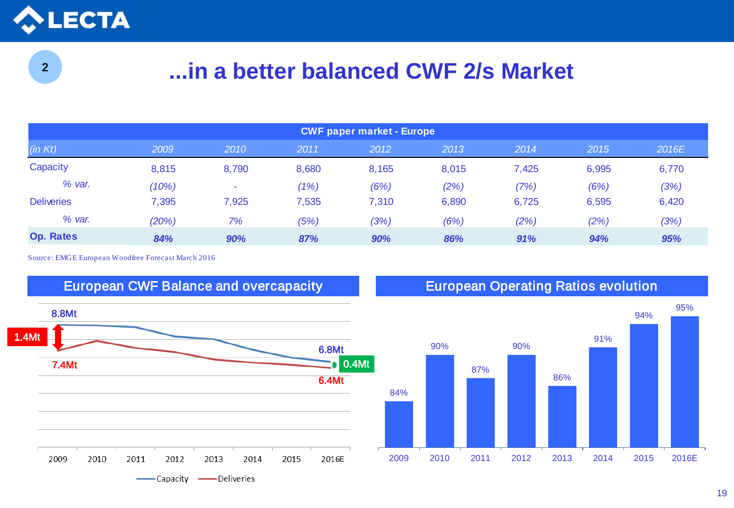## 2

# ...in a better balanced CWF 2/s Market

| CWF paper market - Europe | | | | | | | | |
|---|---|---|---|---|---|---|---|---|
| *(in Kt)* | *2009* | *2010* | *2011* | *2012* | *2013* | *2014* | *2015* | *2016E* |
| Capacity | 8,815 | 8,790 | 8,680 | 8,165 | 8,015 | 7,425 | 6,995 | 6,770 |
| *% var.* | *(10%)* | *-* | *(1%)* | *(6%)* | *(2%)* | *(7%)* | *(6%)* | *(3%)* |
| Deliveries | 7,395 | 7,925 | 7,535 | 7,310 | 6,890 | 6,725 | 6,595 | 6,420 |
| *% var.* | *(20%)* | *7%* | *(5%)* | *(3%)* | *(6%)* | *(2%)* | *(2%)* | *(3%)* |
| **Op. Rates** | ***84%*** | ***90%*** | ***87%*** | ***90%*** | ***86%*** | ***91%*** | ***94%*** | ***95%*** |

Source: EMGE European Woodfree Forecast March 2016

### European CWF Balance and overcapacity

- 2009: Capacity 8.8Mt, Deliveries 7.4Mt — gap 1.4Mt
- 2016E: Capacity 6.8Mt, Deliveries 6.4Mt — gap 0.4Mt

Legend: Capacity, Deliveries

### European Operating Ratios evolution

| 2009 | 2010 | 2011 | 2012 | 2013 | 2014 | 2015 | 2016E |
|---|---|---|---|---|---|---|---|
| 84% | 90% | 87% | 90% | 86% | 91% | 94% | 95% |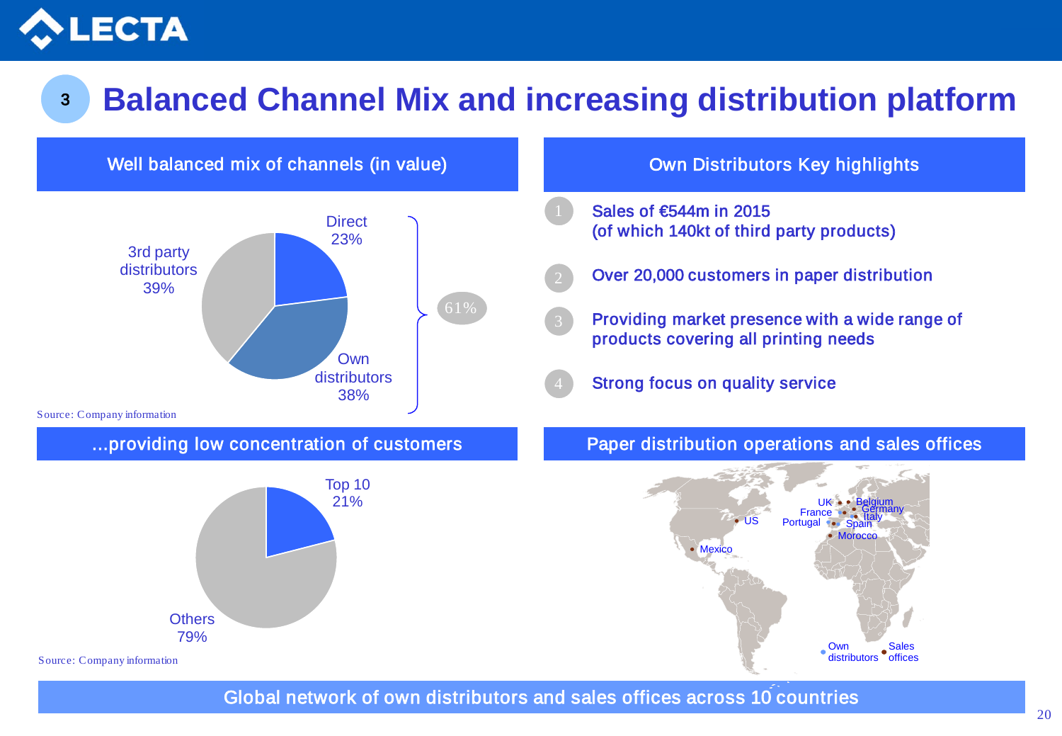# 3 Balanced Channel Mix and increasing distribution platform

## Well balanced mix of channels (in value)

- Direct 23%
- Own distributors 38%
- 3rd party distributors 39%

61% (Direct + Own distributors)

Source: Company information

## Own Distributors Key highlights

1. Sales of €544m in 2015 (of which 140kt of third party products)
2. Over 20,000 customers in paper distribution
3. Providing market presence with a wide range of products covering all printing needs
4. Strong focus on quality service

## ...providing low concentration of customers

- Top 10 21%
- Others 79%

Source: Company information

## Paper distribution operations and sales offices

UK, Belgium, Germany, France, Italy, Portugal, Spain, Morocco, US, Mexico

Own distributors · Sales offices

**Global network of own distributors and sales offices across 10 countries**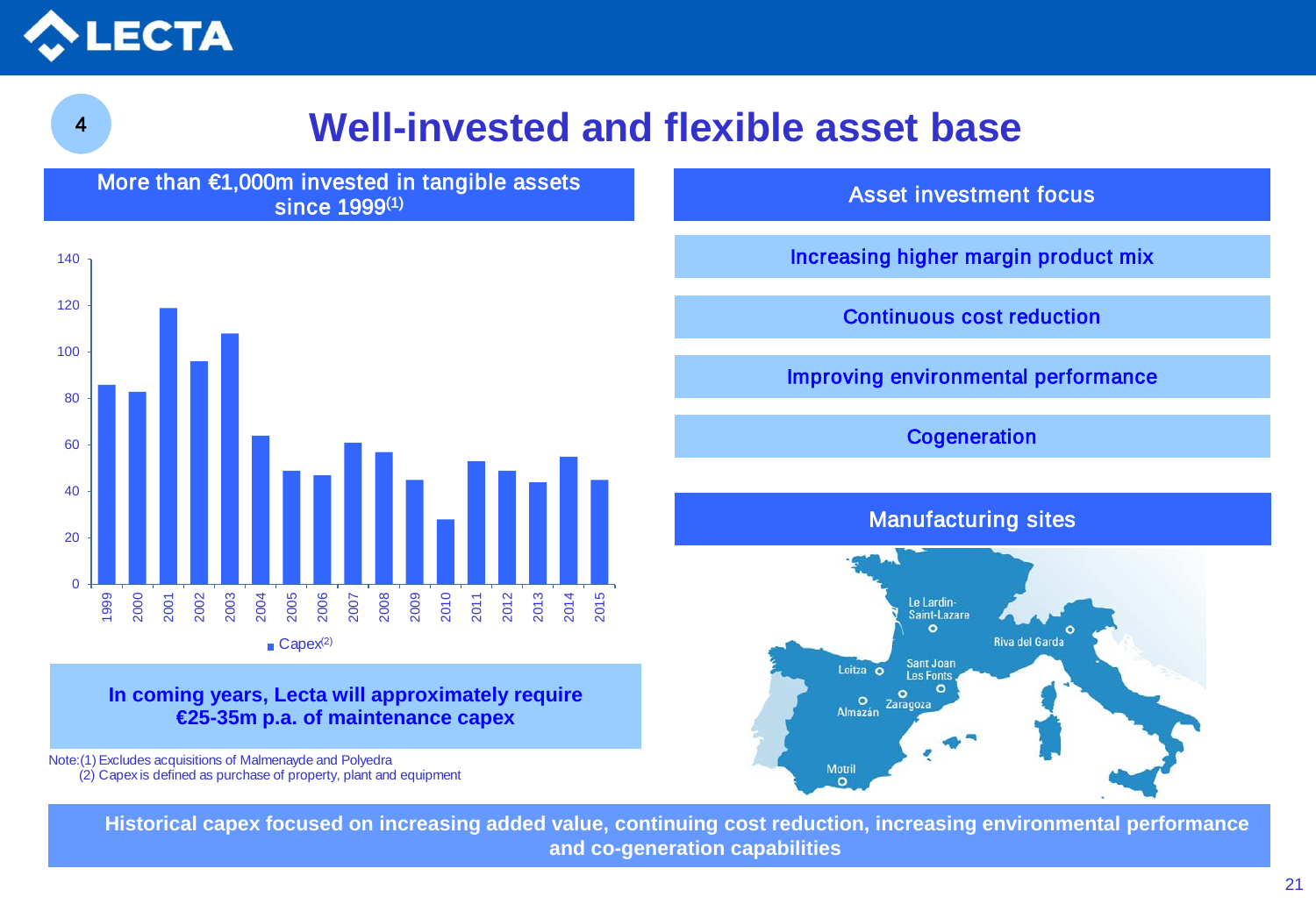# Well-invested and flexible asset base

## More than €1,000m invested in tangible assets since 1999[1]

| Year | Capex[2] (€m) |
|---|---|
| 1999 | 86 |
| 2000 | 83 |
| 2001 | 119 |
| 2002 | 96 |
| 2003 | 108 |
| 2004 | 64 |
| 2005 | 49 |
| 2006 | 47 |
| 2007 | 61 |
| 2008 | 57 |
| 2009 | 45 |
| 2010 | 28 |
| 2011 | 53 |
| 2012 | 49 |
| 2013 | 44 |
| 2014 | 55 |
| 2015 | 45 |

**In coming years, Lecta will approximately require €25-35m p.a. of maintenance capex**

Note: (1) Excludes acquisitions of Malmenayde and Polyedra
(2) Capex is defined as purchase of property, plant and equipment

## Asset investment focus

- Increasing higher margin product mix
- Continuous cost reduction
- Improving environmental performance
- Cogeneration

## Manufacturing sites

- Le Lardin-Saint-Lazare
- Riva del Garda
- Leitza
- Sant Joan Les Fonts
- Zaragoza
- Almazán
- Motril

**Historical capex focused on increasing added value, continuing cost reduction, increasing environmental performance and co-generation capabilities**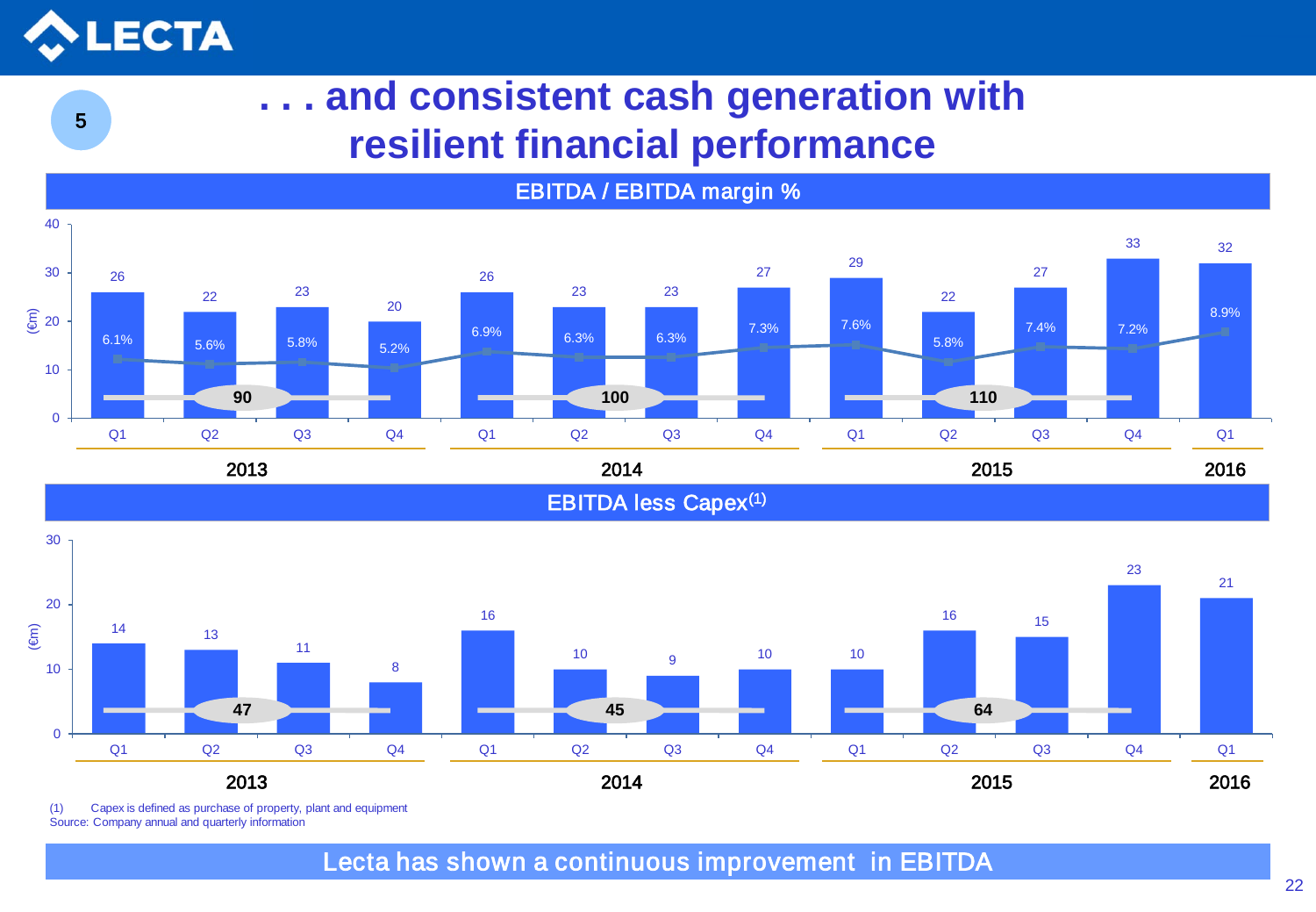# . . . and consistent cash generation with resilient financial performance

## EBITDA / EBITDA margin %

| Year | Quarter | EBITDA (€m) | EBITDA margin % |
|---|---|---|---|
| 2013 | Q1 | 26 | 6.1% |
| | Q2 | 22 | 5.6% |
| | Q3 | 23 | 5.8% |
| | Q4 | 20 | 5.2% |
| | **Total** | **90** | |
| 2014 | Q1 | 26 | 6.9% |
| | Q2 | 23 | 6.3% |
| | Q3 | 23 | 6.3% |
| | Q4 | 27 | 7.3% |
| | **Total** | **100** | |
| 2015 | Q1 | 29 | 7.6% |
| | Q2 | 22 | 5.8% |
| | Q3 | 27 | 7.4% |
| | Q4 | 33 | 7.2% |
| | **Total** | **110** | |
| 2016 | Q1 | 32 | 8.9% |

## EBITDA less Capex(1)

| Year | Quarter | EBITDA less Capex (€m) |
|---|---|---|
| 2013 | Q1 | 14 |
| | Q2 | 13 |
| | Q3 | 11 |
| | Q4 | 8 |
| | **Total** | **47** |
| 2014 | Q1 | 16 |
| | Q2 | 10 |
| | Q3 | 9 |
| | Q4 | 10 |
| | **Total** | **45** |
| 2015 | Q1 | 10 |
| | Q2 | 16 |
| | Q3 | 15 |
| | Q4 | 23 |
| | **Total** | **64** |
| 2016 | Q1 | 21 |

(1) Capex is defined as purchase of property, plant and equipment

Source: Company annual and quarterly information

**Lecta has shown a continuous improvement in EBITDA**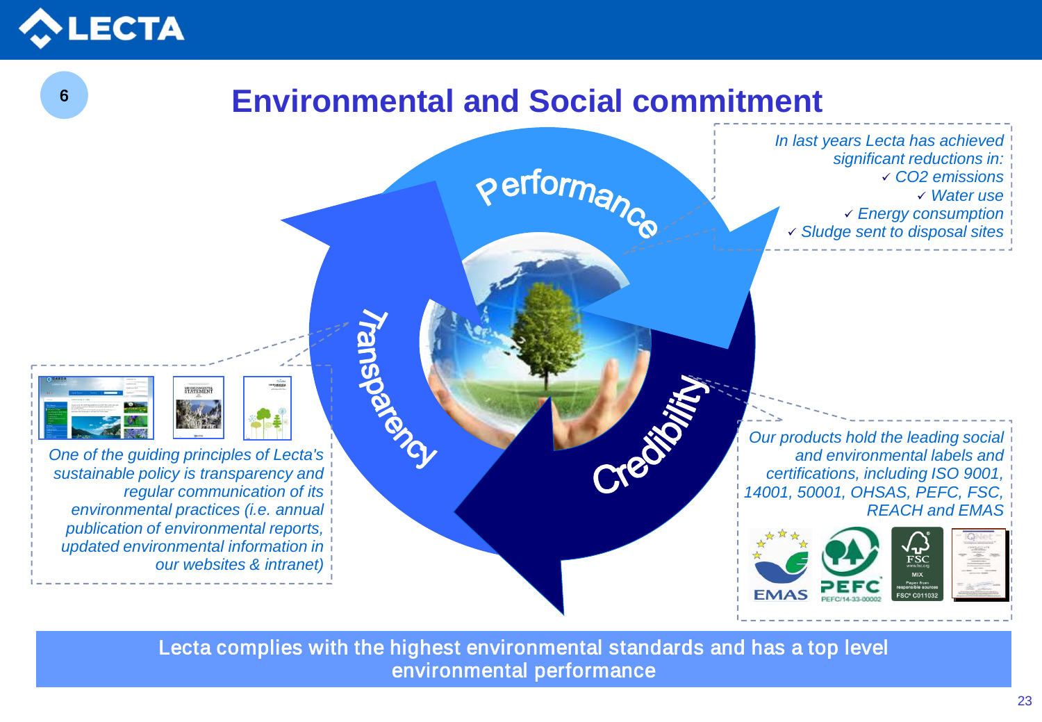# Environmental and Social commitment

Performance

Transparency

Credibility

*In last years Lecta has achieved significant reductions in:*

- ✓ *$CO_2$ emissions*
- ✓ *Water use*
- ✓ *Energy consumption*
- ✓ *Sludge sent to disposal sites*

*One of the guiding principles of Lecta's sustainable policy is transparency and regular communication of its environmental practices (i.e. annual publication of environmental reports, updated environmental information in our websites & intranet)*

*Our products hold the leading social and environmental labels and certifications, including ISO 9001, 14001, 50001, OHSAS, PEFC, FSC, REACH and EMAS*

EMAS

PEFC

FSC

Lecta complies with the highest environmental standards and has a top level environmental performance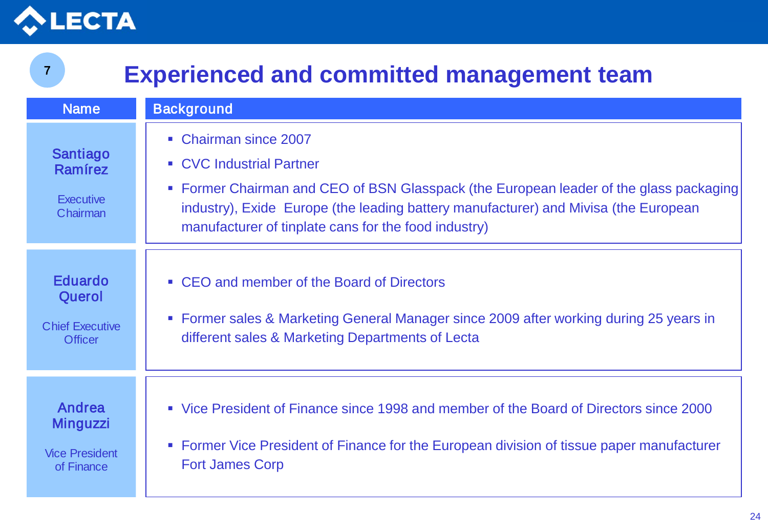# Experienced and committed management team

| Name | Background |
|---|---|
| **Santiago Ramírez**<br>Executive Chairman | ▪ Chairman since 2007<br>▪ CVC Industrial Partner<br>▪ Former Chairman and CEO of BSN Glasspack (the European leader of the glass packaging industry), Exide Europe (the leading battery manufacturer) and Mivisa (the European manufacturer of tinplate cans for the food industry) |
| **Eduardo Querol**<br>Chief Executive Officer | ▪ CEO and member of the Board of Directors<br>▪ Former sales & Marketing General Manager since 2009 after working during 25 years in different sales & Marketing Departments of Lecta |
| **Andrea Minguzzi**<br>Vice President of Finance | ▪ Vice President of Finance since 1998 and member of the Board of Directors since 2000<br>▪ Former Vice President of Finance for the European division of tissue paper manufacturer Fort James Corp |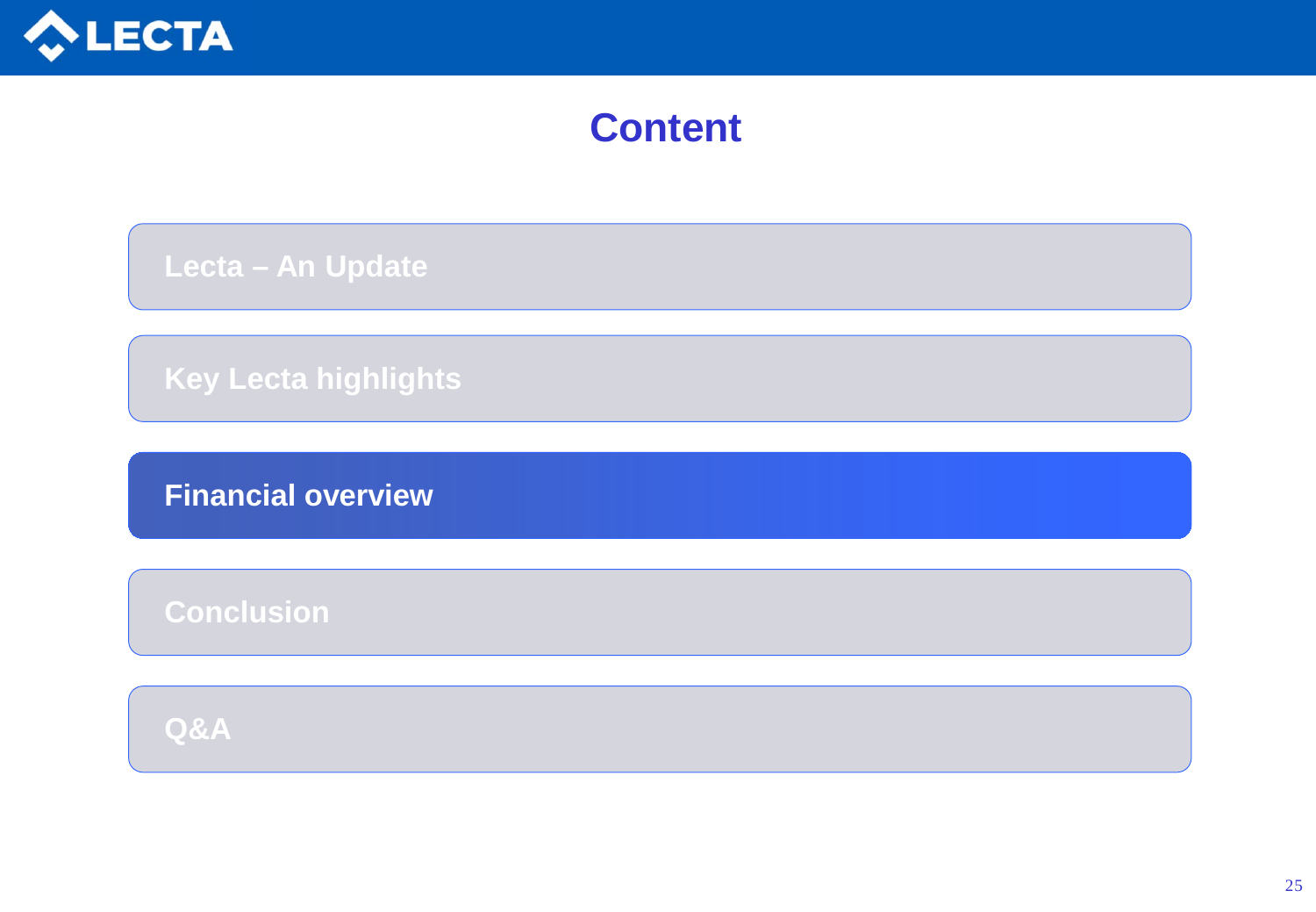# Content

- Lecta – An Update
- Key Lecta highlights
- **Financial overview**
- Conclusion
- Q&A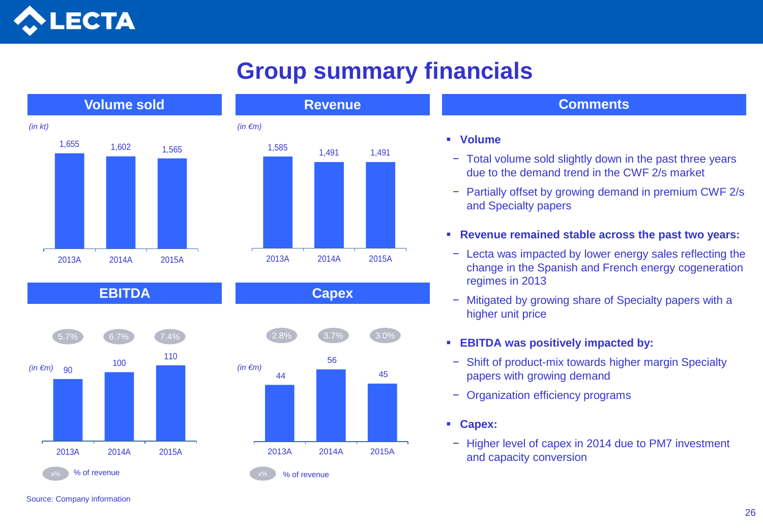# Group summary financials

## Volume sold

*(in kt)*

| 2013A | 2014A | 2015A |
|---|---|---|
| 1,655 | 1,602 | 1,565 |

## Revenue

*(in €m)*

| 2013A | 2014A | 2015A |
|---|---|---|
| 1,585 | 1,491 | 1,491 |

## EBITDA

*(in €m)*

| | 2013A | 2014A | 2015A |
|---|---|---|---|
| EBITDA | 90 | 100 | 110 |
| % of revenue | 5.7% | 6.7% | 7.4% |

## Capex

*(in €m)*

| | 2013A | 2014A | 2015A |
|---|---|---|---|
| Capex | 44 | 56 | 45 |
| % of revenue | 2.8% | 3.7% | 3.0% |

## Comments

- **Volume**
  - Total volume sold slightly down in the past three years due to the demand trend in the CWF 2/s market
  - Partially offset by growing demand in premium CWF 2/s and Specialty papers
- **Revenue remained stable across the past two years:**
  - Lecta was impacted by lower energy sales reflecting the change in the Spanish and French energy cogeneration regimes in 2013
  - Mitigated by growing share of Specialty papers with a higher unit price
- **EBITDA was positively impacted by:**
  - Shift of product-mix towards higher margin Specialty papers with growing demand
  - Organization efficiency programs
- **Capex:**
  - Higher level of capex in 2014 due to PM7 investment and capacity conversion

Source: Company information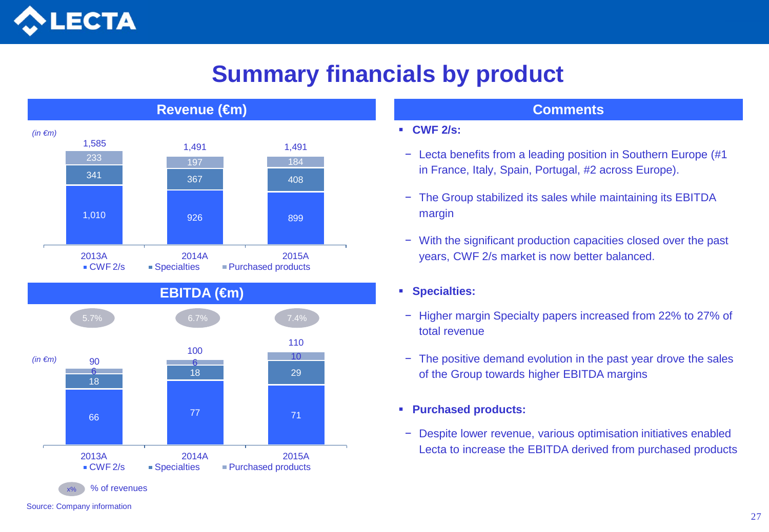# Summary financials by product

## Revenue (€m)

*(in €m)*

| | 2013A | 2014A | 2015A |
|---|---|---|---|
| CWF 2/s | 1,010 | 926 | 899 |
| Specialties | 341 | 367 | 408 |
| Purchased products | 233 | 197 | 184 |
| **Total** | 1,585 | 1,491 | 1,491 |

## EBITDA (€m)

*(in €m)*

| | 2013A | 2014A | 2015A |
|---|---|---|---|
| CWF 2/s | 66 | 77 | 71 |
| Specialties | 18 | 18 | 29 |
| Purchased products | 6 | 6 | 10 |
| **Total** | 90 | 100 | 110 |
| % of revenues | 5.7% | 6.7% | 7.4% |

Source: Company information

## Comments

- **CWF 2/s:**
  - Lecta benefits from a leading position in Southern Europe (#1 in France, Italy, Spain, Portugal, #2 across Europe).
  - The Group stabilized its sales while maintaining its EBITDA margin
  - With the significant production capacities closed over the past years, CWF 2/s market is now better balanced.
- **Specialties:**
  - Higher margin Specialty papers increased from 22% to 27% of total revenue
  - The positive demand evolution in the past year drove the sales of the Group towards higher EBITDA margins
- **Purchased products:**
  - Despite lower revenue, various optimisation initiatives enabled Lecta to increase the EBITDA derived from purchased products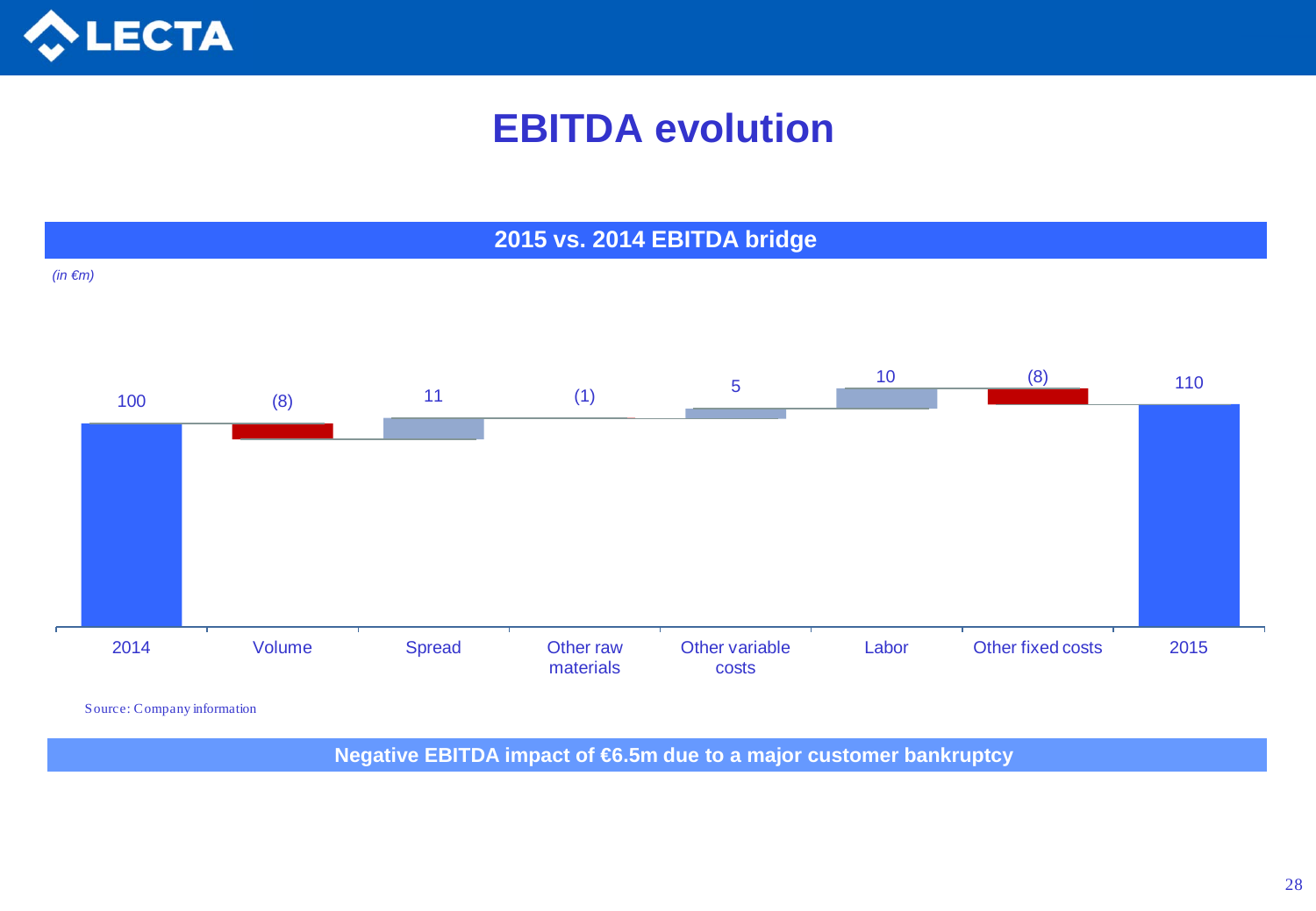# EBITDA evolution

## 2015 vs. 2014 EBITDA bridge

*(in €m)*

| 2014 | Volume | Spread | Other raw materials | Other variable costs | Labor | Other fixed costs | 2015 |
|---|---|---|---|---|---|---|---|
| 100 | (8) | 11 | (1) | 5 | 10 | (8) | 110 |

Source: Company information

**Negative EBITDA impact of €6.5m due to a major customer bankruptcy**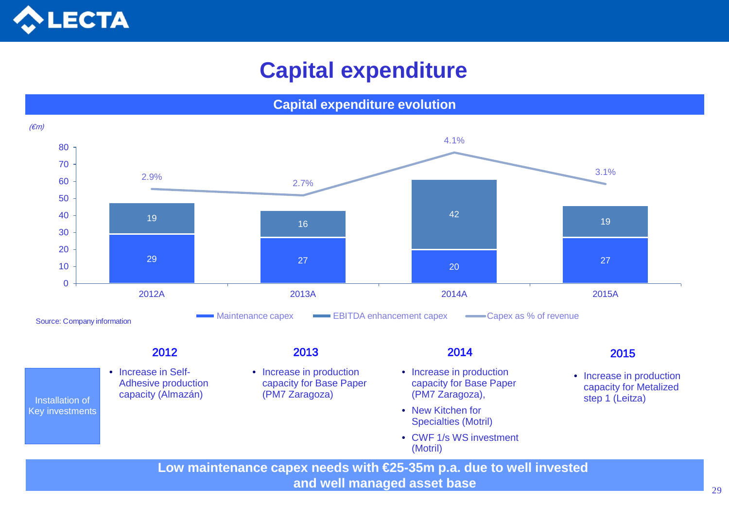# Capital expenditure

## Capital expenditure evolution

*(€m)*

| | 2012A | 2013A | 2014A | 2015A |
|---|---|---|---|---|
| Maintenance capex | 29 | 27 | 20 | 27 |
| EBITDA enhancement capex | 19 | 16 | 42 | 19 |
| Capex as % of revenue | 2.9% | 2.7% | 4.1% | 3.1% |

Source: Company information

### Installation of Key investments

**2012**
- Increase in Self-Adhesive production capacity (Almazán)

**2013**
- Increase in production capacity for Base Paper (PM7 Zaragoza)

**2014**
- Increase in production capacity for Base Paper (PM7 Zaragoza),
- New Kitchen for Specialties (Motril)
- CWF 1/s WS investment (Motril)

**2015**
- Increase in production capacity for Metalized step 1 (Leitza)

**Low maintenance capex needs with €25-35m p.a. due to well invested and well managed asset base**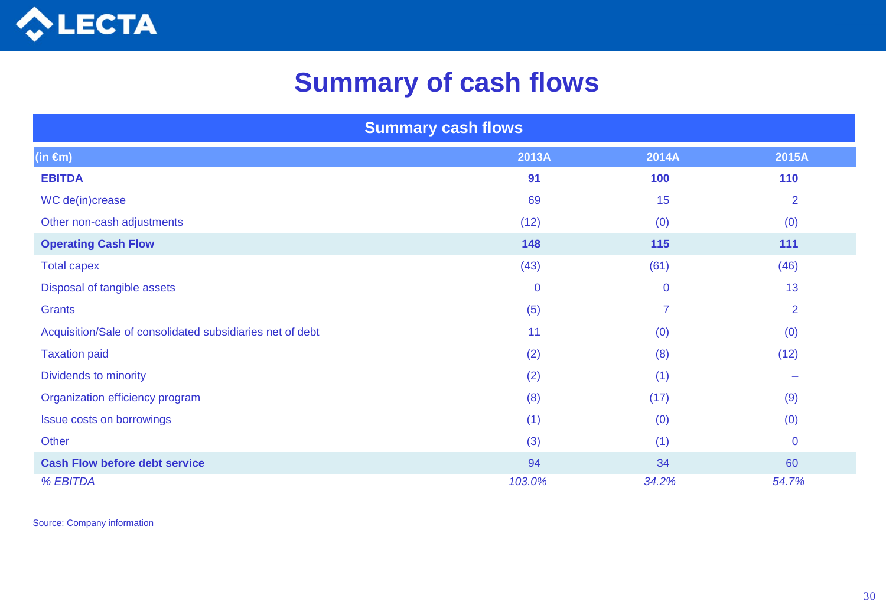# Summary of cash flows

| Summary cash flows | | | |
|---|---|---|---|
| (in €m) | 2013A | 2014A | 2015A |
| **EBITDA** | **91** | **100** | **110** |
| WC de(in)crease | 69 | 15 | 2 |
| Other non-cash adjustments | (12) | (0) | (0) |
| **Operating Cash Flow** | **148** | **115** | **111** |
| Total capex | (43) | (61) | (46) |
| Disposal of tangible assets | 0 | 0 | 13 |
| Grants | (5) | 7 | 2 |
| Acquisition/Sale of consolidated subsidiaries net of debt | 11 | (0) | (0) |
| Taxation paid | (2) | (8) | (12) |
| Dividends to minority | (2) | (1) | – |
| Organization efficiency program | (8) | (17) | (9) |
| Issue costs on borrowings | (1) | (0) | (0) |
| Other | (3) | (1) | 0 |
| **Cash Flow before debt service** | 94 | 34 | 60 |
| *% EBITDA* | *103.0%* | *34.2%* | *54.7%* |

Source: Company information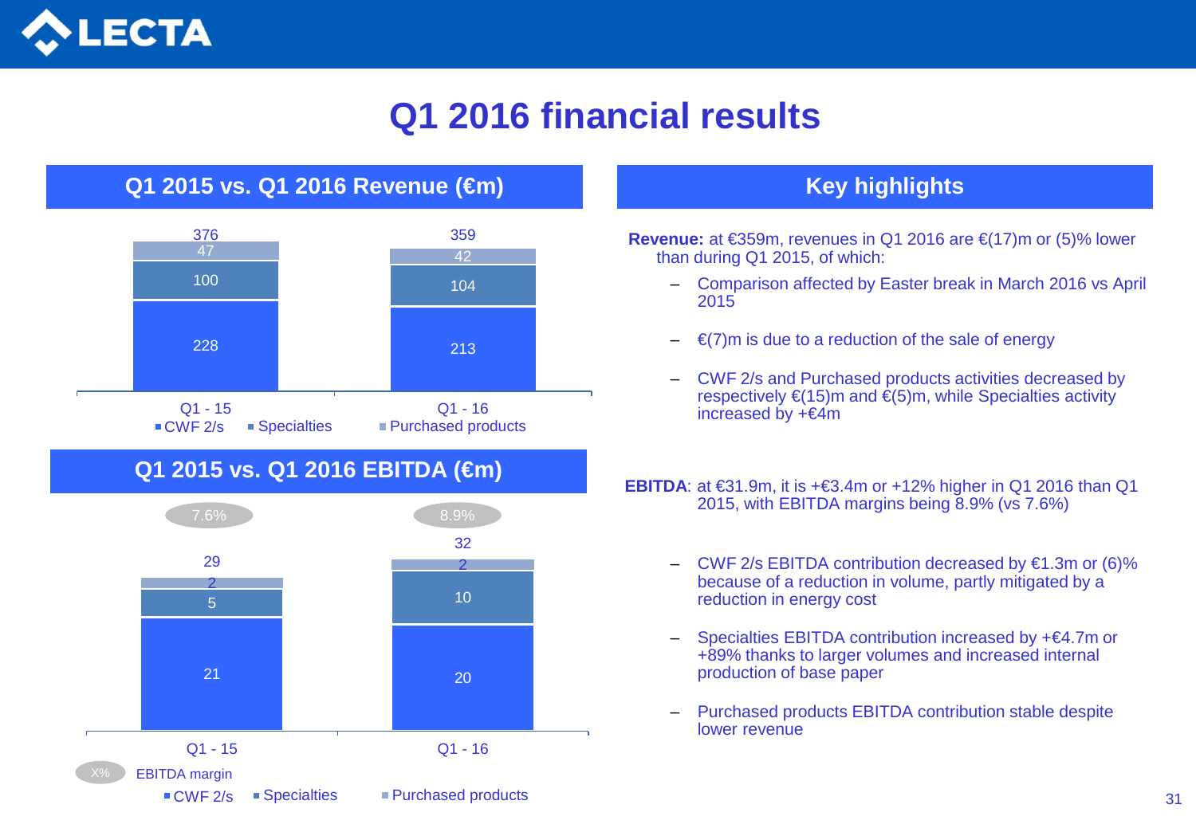# Q1 2016 financial results

## Q1 2015 vs. Q1 2016 Revenue (€m)

| | Q1 - 15 | Q1 - 16 |
|---|---|---|
| CWF 2/s | 228 | 213 |
| Specialties | 100 | 104 |
| Purchased products | 47 | 42 |
| Total | 376 | 359 |

## Q1 2015 vs. Q1 2016 EBITDA (€m)

| | Q1 - 15 | Q1 - 16 |
|---|---|---|
| CWF 2/s | 21 | 20 |
| Specialties | 5 | 10 |
| Purchased products | 2 | 2 |
| Total | 29 | 32 |
| EBITDA margin | 7.6% | 8.9% |

## Key highlights

**Revenue:** at €359m, revenues in Q1 2016 are €(17)m or (5)% lower than during Q1 2015, of which:

- Comparison affected by Easter break in March 2016 vs April 2015
- €(7)m is due to a reduction of the sale of energy
- CWF 2/s and Purchased products activities decreased by respectively €(15)m and €(5)m, while Specialties activity increased by +€4m

**EBITDA**: at €31.9m, it is +€3.4m or +12% higher in Q1 2016 than Q1 2015, with EBITDA margins being 8.9% (vs 7.6%)

- CWF 2/s EBITDA contribution decreased by €1.3m or (6)% because of a reduction in volume, partly mitigated by a reduction in energy cost
- Specialties EBITDA contribution increased by +€4.7m or +89% thanks to larger volumes and increased internal production of base paper
- Purchased products EBITDA contribution stable despite lower revenue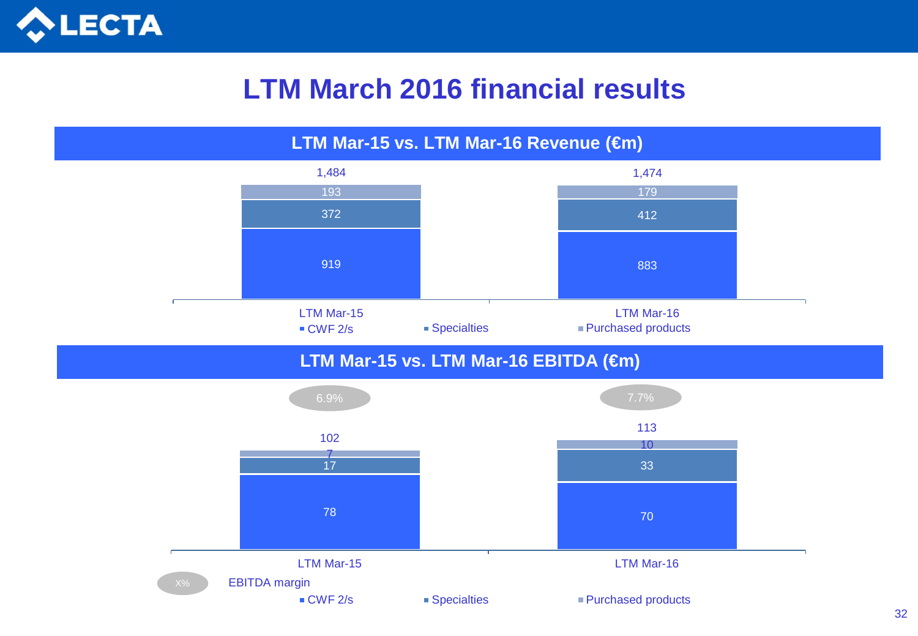# LTM March 2016 financial results

## LTM Mar-15 vs. LTM Mar-16 Revenue (€m)

| | LTM Mar-15 | LTM Mar-16 |
|---|---|---|
| CWF 2/s | 919 | 883 |
| Specialties | 372 | 412 |
| Purchased products | 193 | 179 |
| **Total** | **1,484** | **1,474** |

## LTM Mar-15 vs. LTM Mar-16 EBITDA (€m)

| | LTM Mar-15 | LTM Mar-16 |
|---|---|---|
| CWF 2/s | 78 | 70 |
| Specialties | 17 | 33 |
| Purchased products | 7 | 10 |
| **Total** | **102** | **113** |
| EBITDA margin | 6.9% | 7.7% |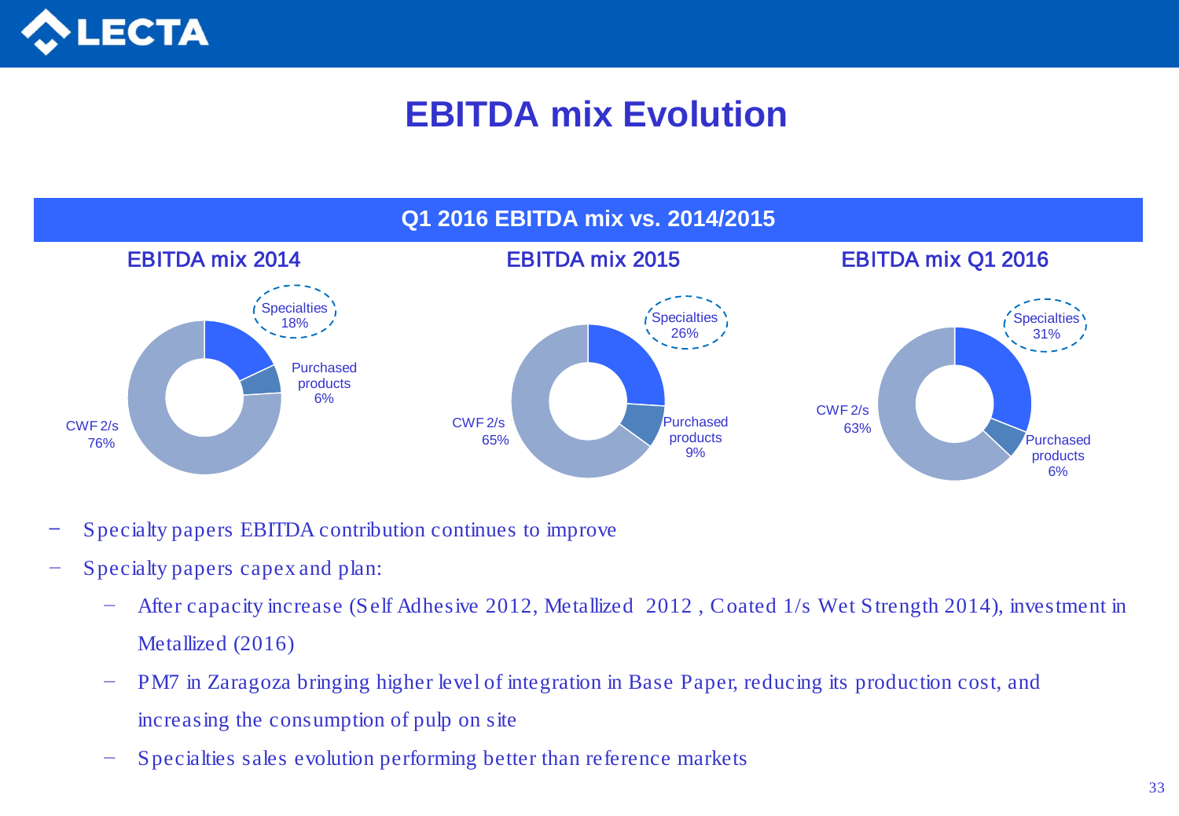# EBITDA mix Evolution

## Q1 2016 EBITDA mix vs. 2014/2015

| Segment | EBITDA mix 2014 | EBITDA mix 2015 | EBITDA mix Q1 2016 |
|---|---|---|---|
| Specialties | 18% | 26% | 31% |
| Purchased products | 6% | 9% | 6% |
| CWF 2/s | 76% | 65% | 63% |

- Specialty papers EBITDA contribution continues to improve
- Specialty papers capex and plan:
  - After capacity increase (Self Adhesive 2012, Metallized 2012 , Coated 1/s Wet Strength 2014), investment in Metallized (2016)
  - PM7 in Zaragoza bringing higher level of integration in Base Paper, reducing its production cost, and increasing the consumption of pulp on site
  - Specialties sales evolution performing better than reference markets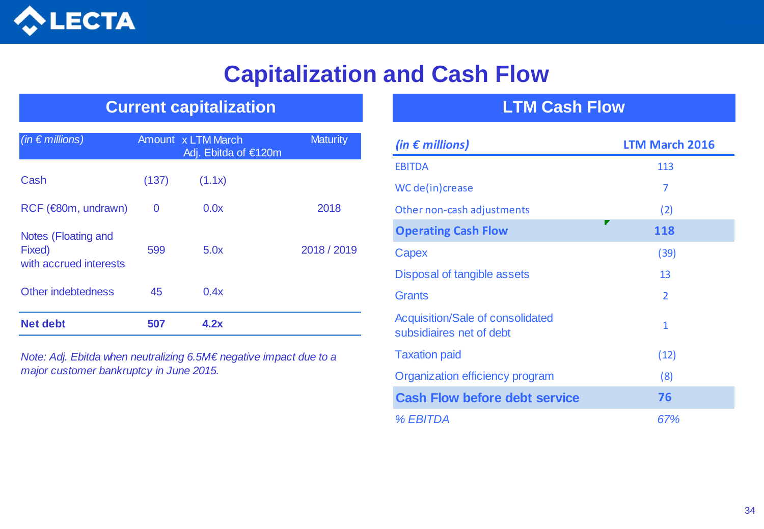# Capitalization and Cash Flow

## Current capitalization

| *(in € millions)* | Amount | x LTM March Adj. Ebitda of €120m | Maturity |
|---|---|---|---|
| Cash | (137) | (1.1x) | |
| RCF (€80m, undrawn) | 0 | 0.0x | 2018 |
| Notes (Floating and Fixed) with accrued interests | 599 | 5.0x | 2018 / 2019 |
| Other indebtedness | 45 | 0.4x | |
| **Net debt** | **507** | **4.2x** | |

*Note: Adj. Ebitda when neutralizing 6.5M€ negative impact due to a major customer bankruptcy in June 2015.*

## LTM Cash Flow

| *(in € millions)* | LTM March 2016 |
|---|---|
| EBITDA | 113 |
| WC de(in)crease | 7 |
| Other non-cash adjustments | (2) |
| **Operating Cash Flow** | **118** |
| Capex | (39) |
| Disposal of tangible assets | 13 |
| Grants | 2 |
| Acquisition/Sale of consolidated subsidiaires net of debt | 1 |
| Taxation paid | (12) |
| Organization efficiency program | (8) |
| **Cash Flow before debt service** | **76** |
| *% EBITDA* | *67%* |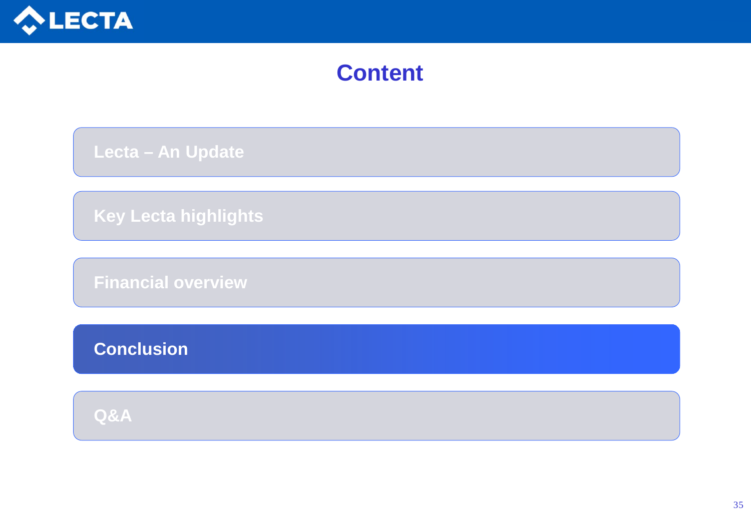# Content

- Lecta – An Update
- Key Lecta highlights
- Financial overview
- **Conclusion**
- Q&A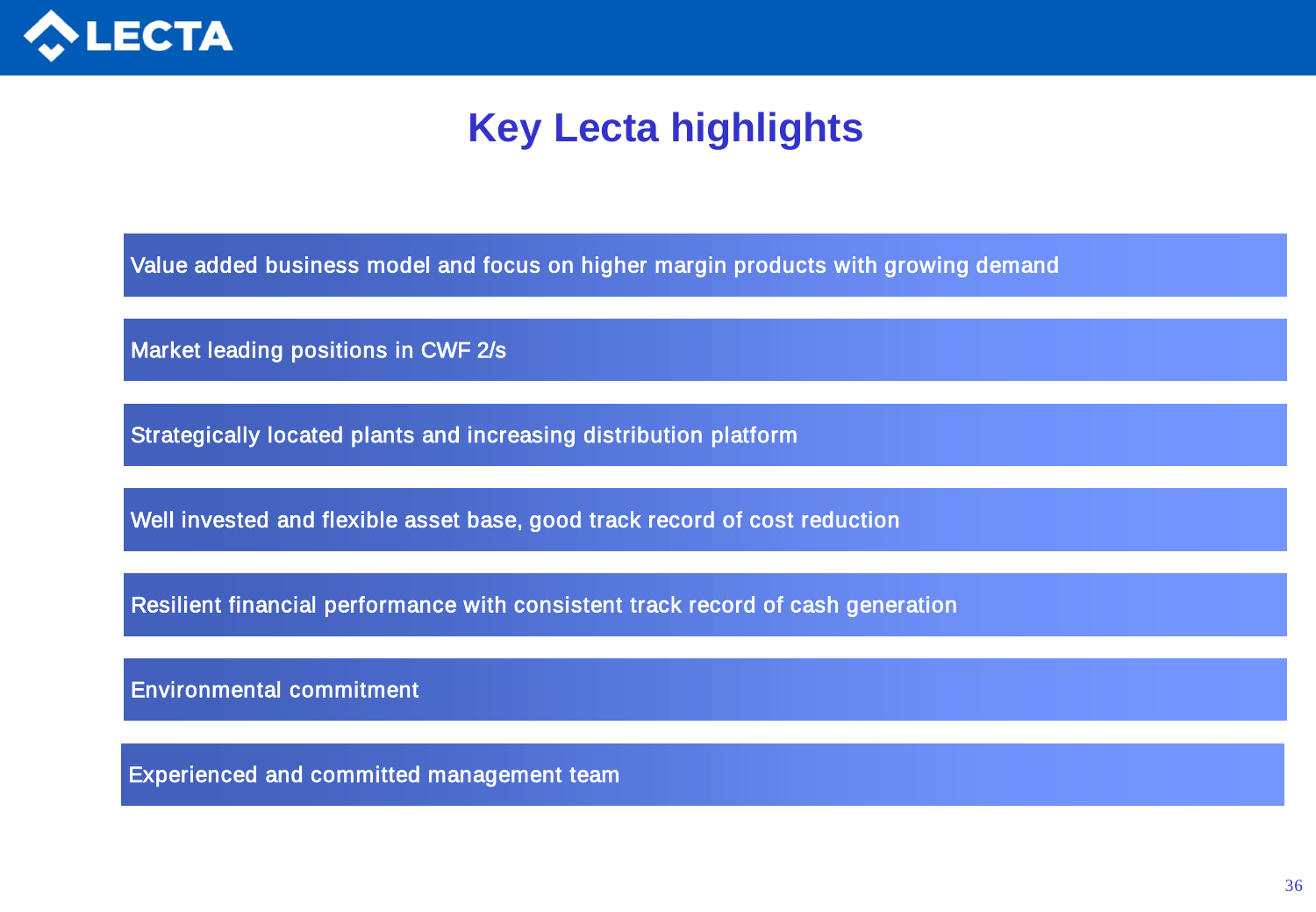# Key Lecta highlights

- Value added business model and focus on higher margin products with growing demand
- Market leading positions in CWF 2/s
- Strategically located plants and increasing distribution platform
- Well invested and flexible asset base, good track record of cost reduction
- Resilient financial performance with consistent track record of cash generation
- Environmental commitment
- Experienced and committed management team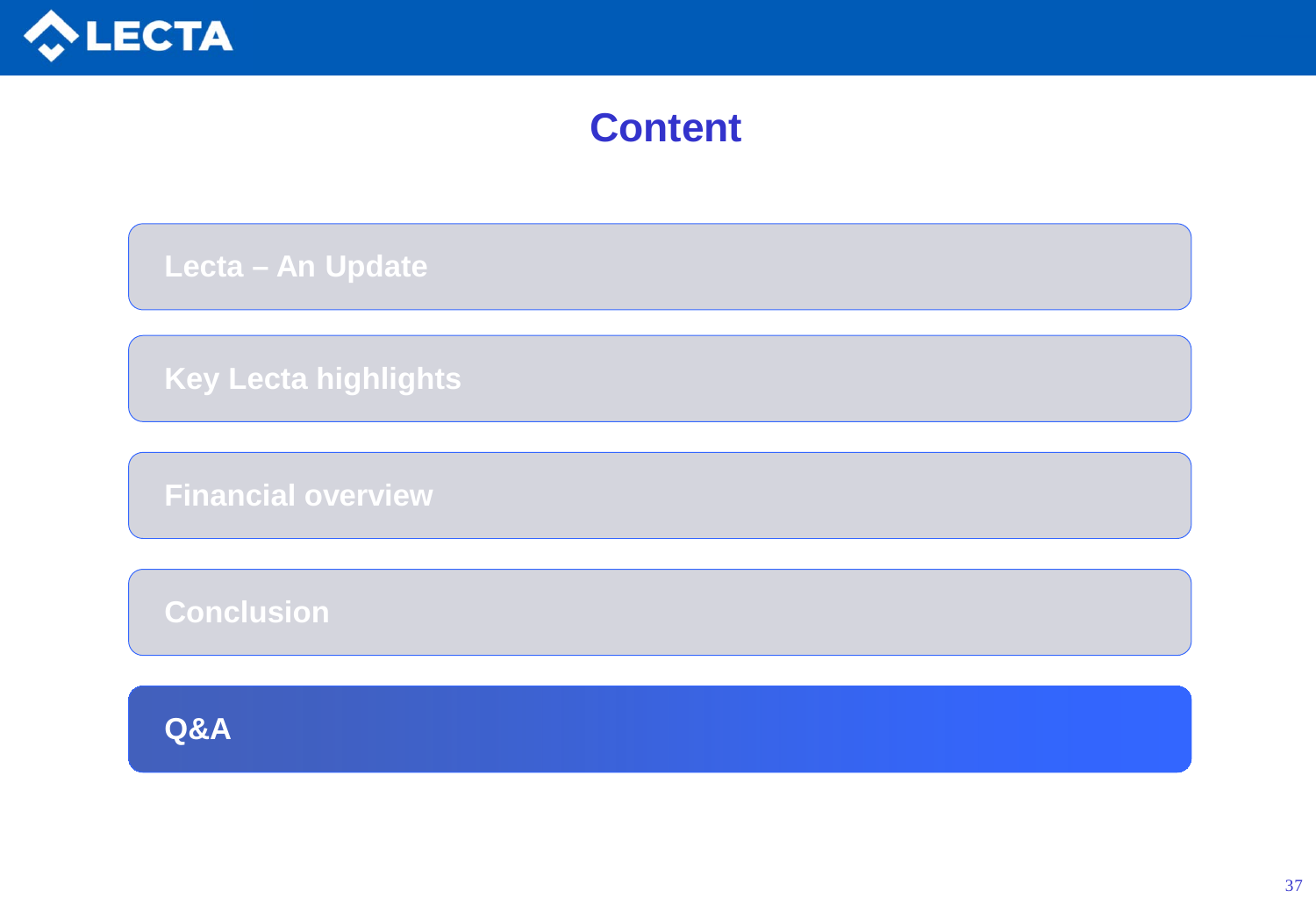# Content

- Lecta – An Update
- Key Lecta highlights
- Financial overview
- Conclusion
- **Q&A**